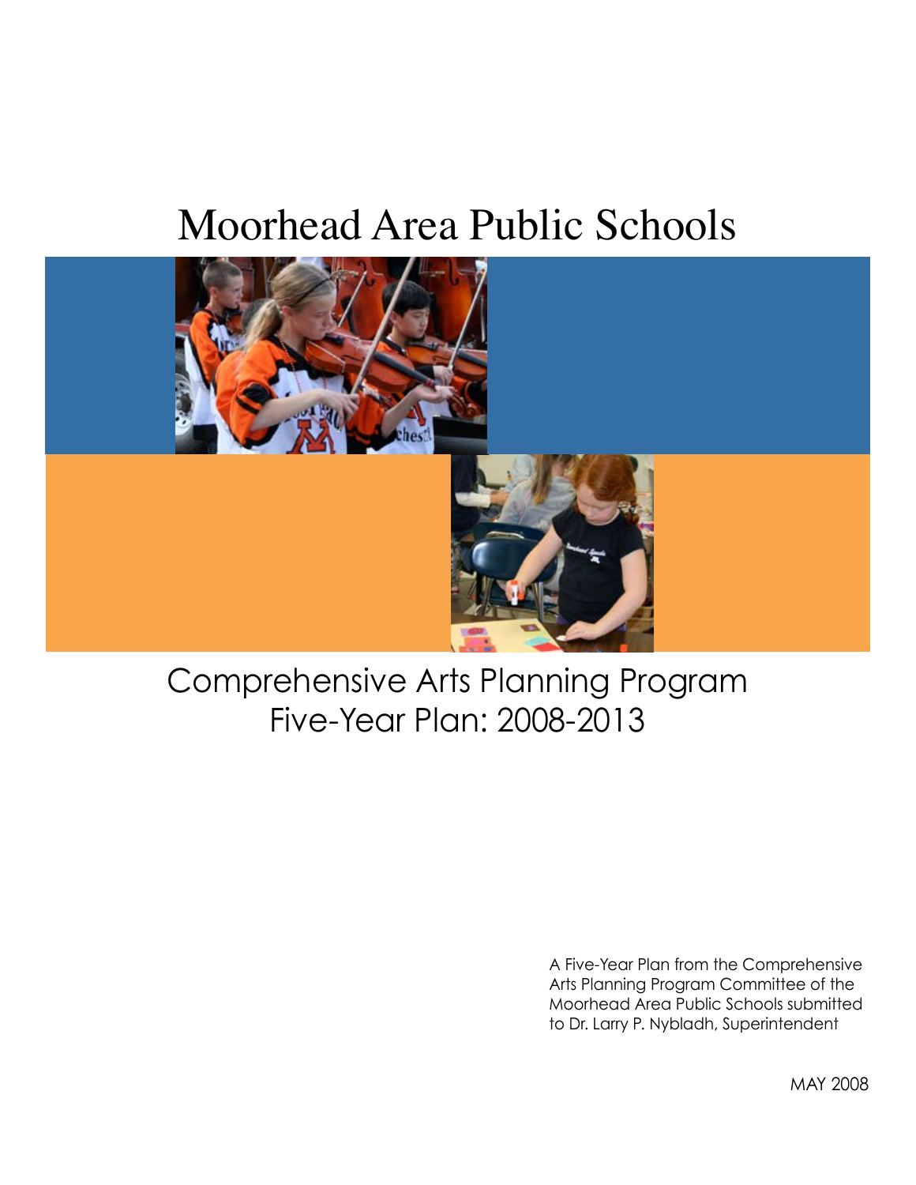# Moorhead Area Public Schools

## Comprehensive Arts Planning Program
## Five-Year Plan: 2008-2013

A Five-Year Plan from the Comprehensive Arts Planning Program Committee of the Moorhead Area Public Schools submitted to Dr. Larry P. Nybladh, Superintendent

MAY 2008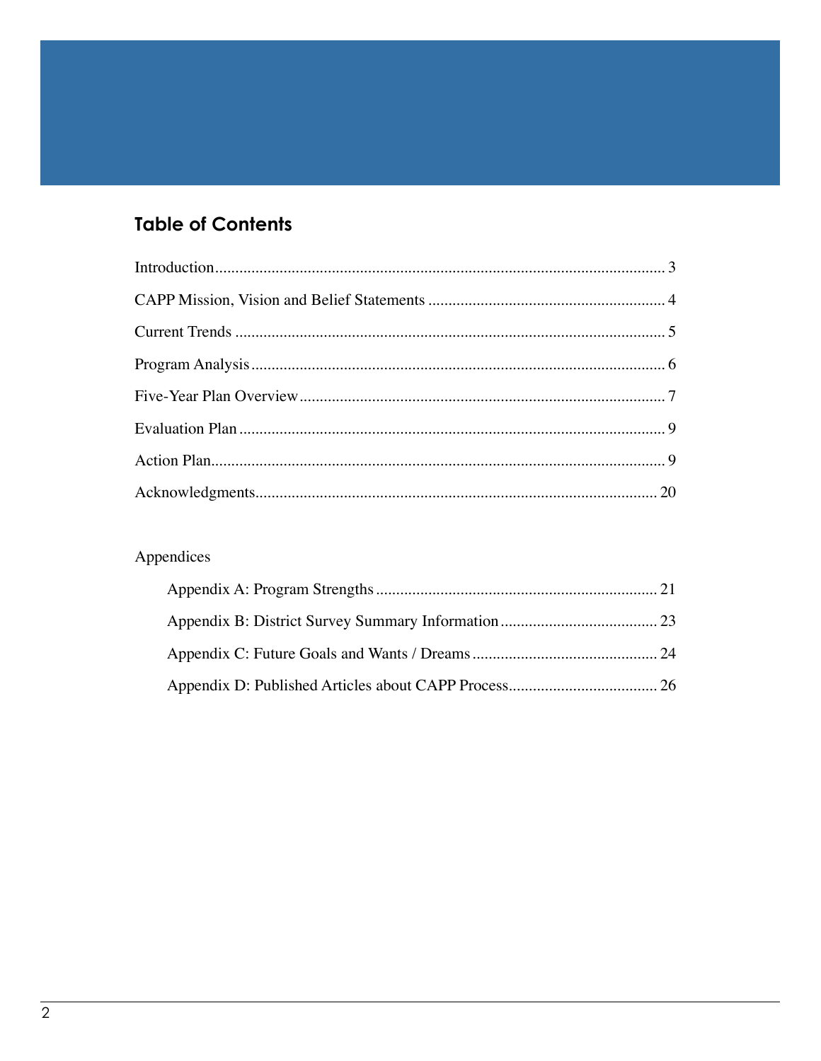## Table of Contents

Introduction................................................................................................................ 3

CAPP Mission, Vision and Belief Statements ........................................................... 4

Current Trends ........................................................................................................... 5

Program Analysis....................................................................................................... 6

Five-Year Plan Overview........................................................................................... 7

Evaluation Plan .......................................................................................................... 9

Action Plan................................................................................................................. 9

Acknowledgments.................................................................................................... 20

Appendices

- Appendix A: Program Strengths ...................................................................... 21
- Appendix B: District Survey Summary Information ....................................... 23
- Appendix C: Future Goals and Wants / Dreams .............................................. 24
- Appendix D: Published Articles about CAPP Process..................................... 26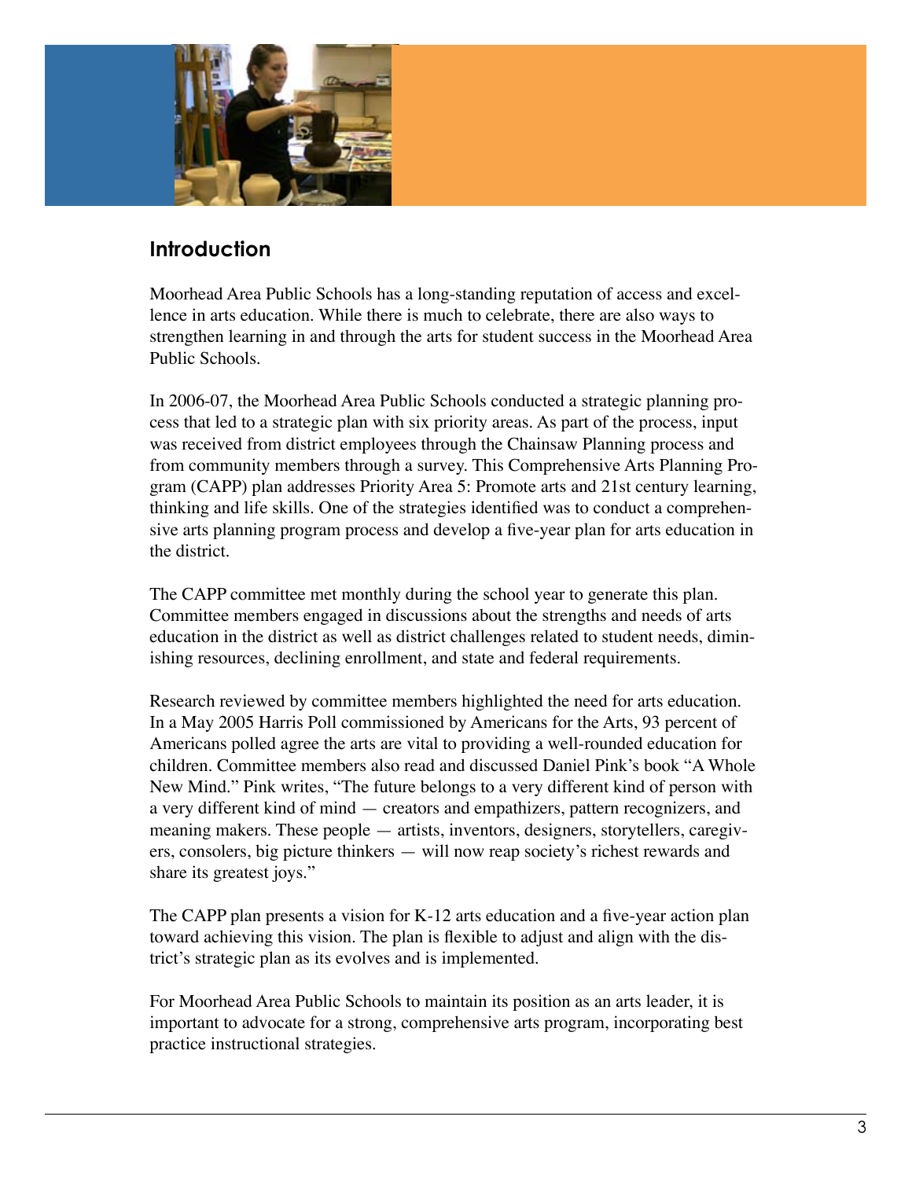## Introduction

Moorhead Area Public Schools has a long-standing reputation of access and excellence in arts education. While there is much to celebrate, there are also ways to strengthen learning in and through the arts for student success in the Moorhead Area Public Schools.

In 2006-07, the Moorhead Area Public Schools conducted a strategic planning process that led to a strategic plan with six priority areas. As part of the process, input was received from district employees through the Chainsaw Planning process and from community members through a survey. This Comprehensive Arts Planning Program (CAPP) plan addresses Priority Area 5: Promote arts and 21st century learning, thinking and life skills. One of the strategies identified was to conduct a comprehensive arts planning program process and develop a five-year plan for arts education in the district.

The CAPP committee met monthly during the school year to generate this plan. Committee members engaged in discussions about the strengths and needs of arts education in the district as well as district challenges related to student needs, diminishing resources, declining enrollment, and state and federal requirements.

Research reviewed by committee members highlighted the need for arts education. In a May 2005 Harris Poll commissioned by Americans for the Arts, 93 percent of Americans polled agree the arts are vital to providing a well-rounded education for children. Committee members also read and discussed Daniel Pink's book "A Whole New Mind." Pink writes, "The future belongs to a very different kind of person with a very different kind of mind — creators and empathizers, pattern recognizers, and meaning makers. These people — artists, inventors, designers, storytellers, caregivers, consolers, big picture thinkers — will now reap society's richest rewards and share its greatest joys."

The CAPP plan presents a vision for K-12 arts education and a five-year action plan toward achieving this vision. The plan is flexible to adjust and align with the district's strategic plan as its evolves and is implemented.

For Moorhead Area Public Schools to maintain its position as an arts leader, it is important to advocate for a strong, comprehensive arts program, incorporating best practice instructional strategies.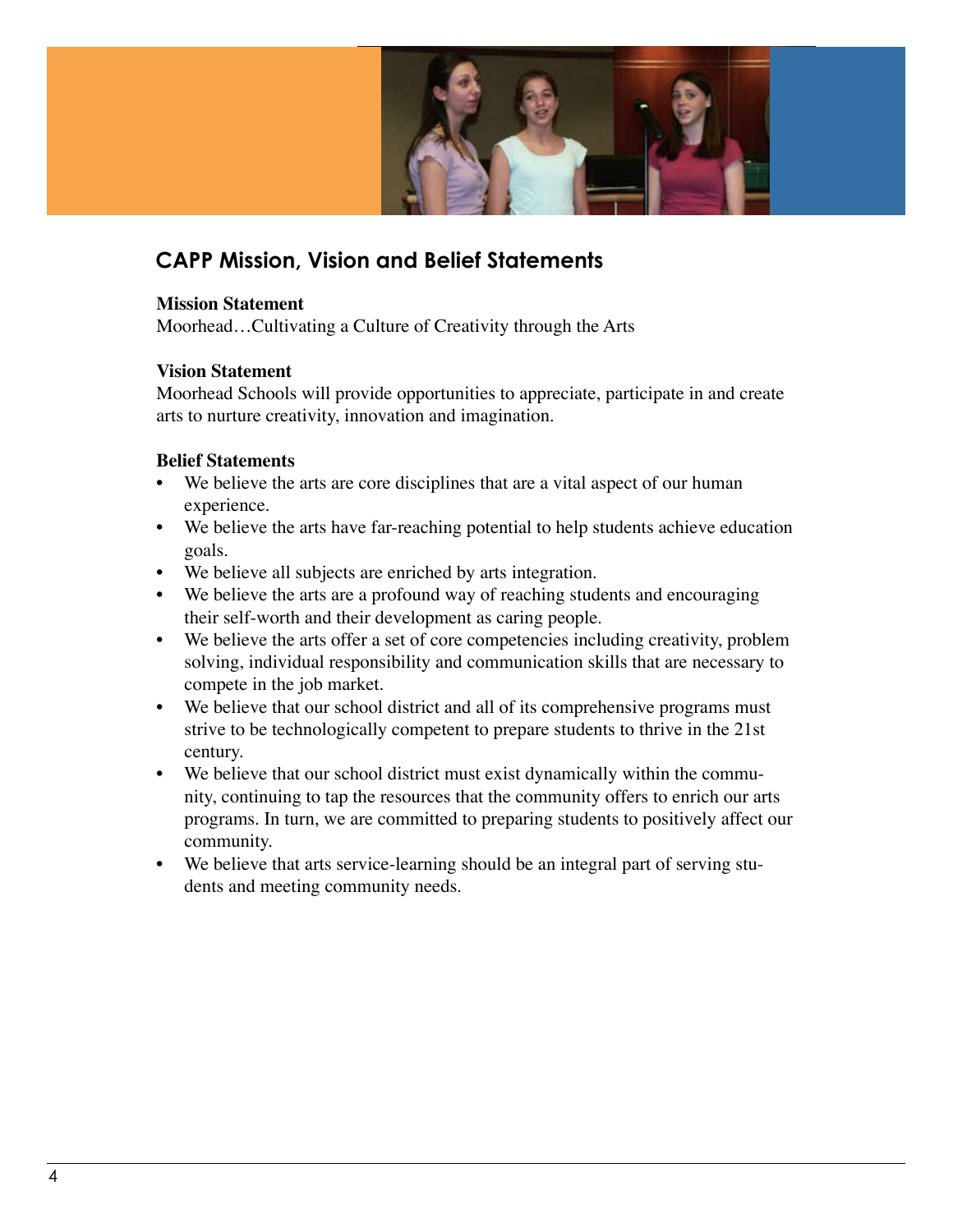## CAPP Mission, Vision and Belief Statements

**Mission Statement**
Moorhead…Cultivating a Culture of Creativity through the Arts

**Vision Statement**
Moorhead Schools will provide opportunities to appreciate, participate in and create arts to nurture creativity, innovation and imagination.

**Belief Statements**

- We believe the arts are core disciplines that are a vital aspect of our human experience.
- We believe the arts have far-reaching potential to help students achieve education goals.
- We believe all subjects are enriched by arts integration.
- We believe the arts are a profound way of reaching students and encouraging their self-worth and their development as caring people.
- We believe the arts offer a set of core competencies including creativity, problem solving, individual responsibility and communication skills that are necessary to compete in the job market.
- We believe that our school district and all of its comprehensive programs must strive to be technologically competent to prepare students to thrive in the 21st century.
- We believe that our school district must exist dynamically within the community, continuing to tap the resources that the community offers to enrich our arts programs. In turn, we are committed to preparing students to positively affect our community.
- We believe that arts service-learning should be an integral part of serving students and meeting community needs.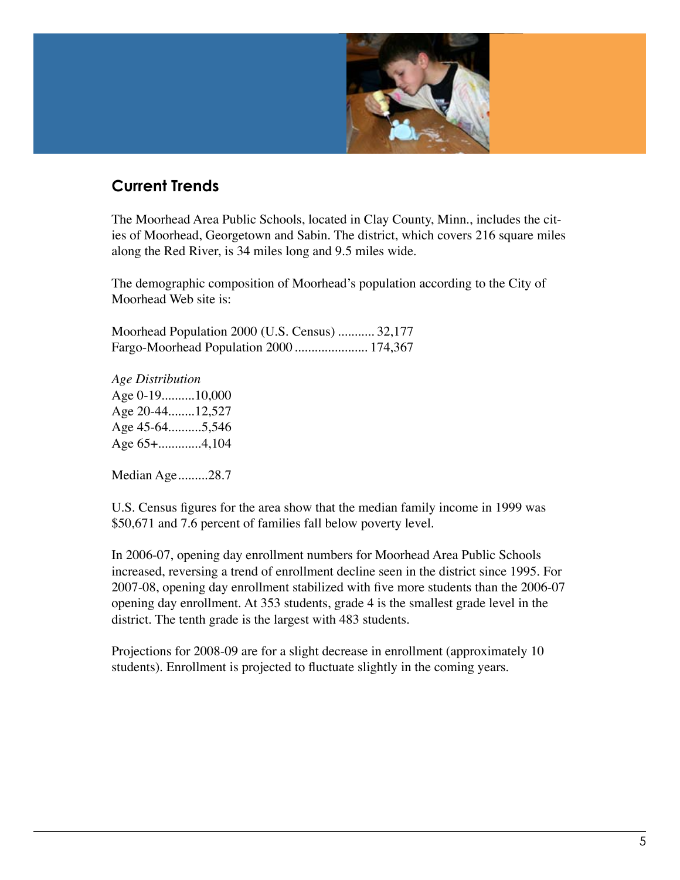## Current Trends

The Moorhead Area Public Schools, located in Clay County, Minn., includes the cities of Moorhead, Georgetown and Sabin. The district, which covers 216 square miles along the Red River, is 34 miles long and 9.5 miles wide.

The demographic composition of Moorhead's population according to the City of Moorhead Web site is:

Moorhead Population 2000 (U.S. Census) ........... 32,177
Fargo-Moorhead Population 2000 ...................... 174,367

*Age Distribution*
Age 0-19..........10,000
Age 20-44........12,527
Age 45-64..........5,546
Age 65+.............4,104

Median Age.........28.7

U.S. Census figures for the area show that the median family income in 1999 was $50,671 and 7.6 percent of families fall below poverty level.

In 2006-07, opening day enrollment numbers for Moorhead Area Public Schools increased, reversing a trend of enrollment decline seen in the district since 1995. For 2007-08, opening day enrollment stabilized with five more students than the 2006-07 opening day enrollment. At 353 students, grade 4 is the smallest grade level in the district. The tenth grade is the largest with 483 students.

Projections for 2008-09 are for a slight decrease in enrollment (approximately 10 students). Enrollment is projected to fluctuate slightly in the coming years.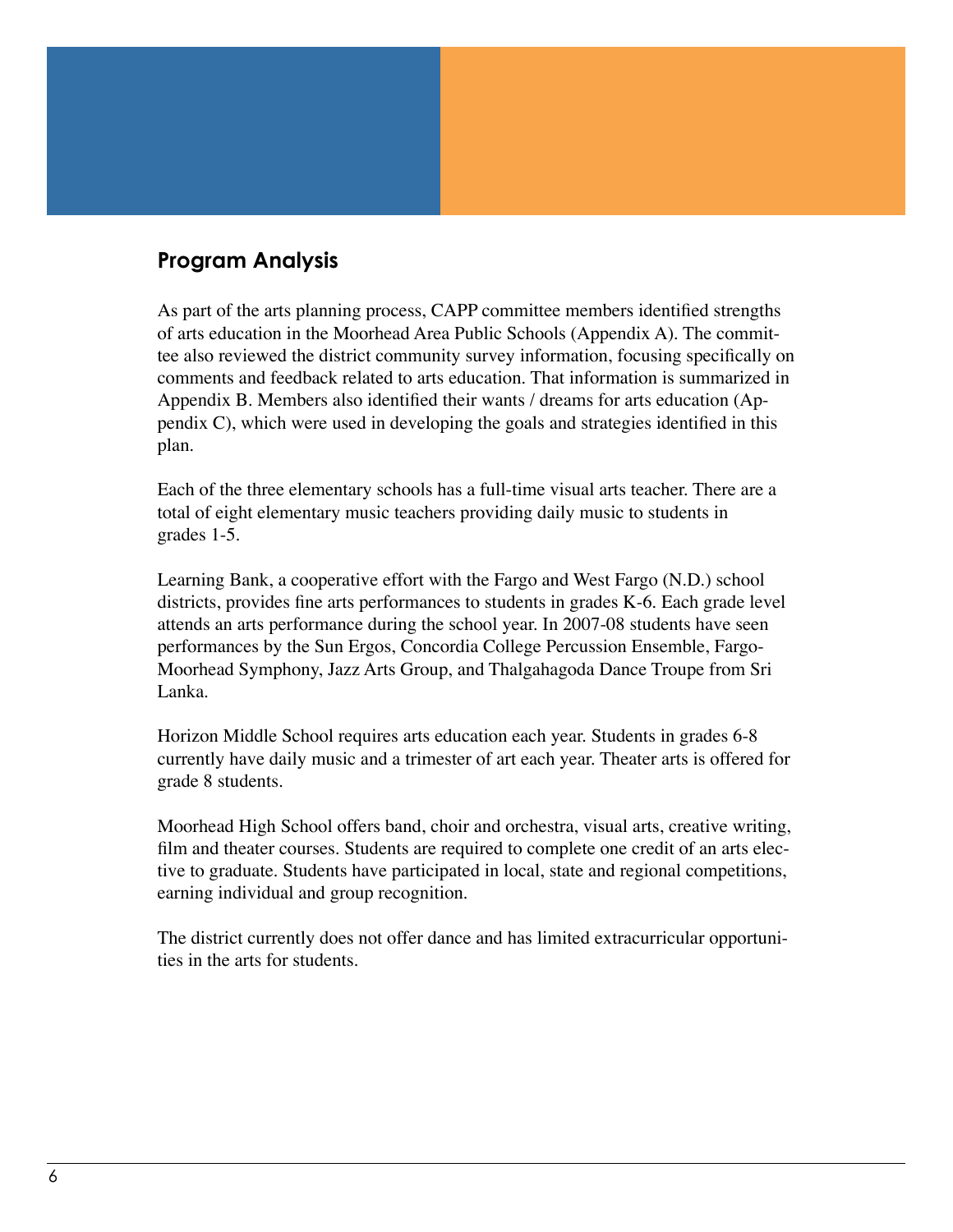## Program Analysis

As part of the arts planning process, CAPP committee members identified strengths of arts education in the Moorhead Area Public Schools (Appendix A). The committee also reviewed the district community survey information, focusing specifically on comments and feedback related to arts education. That information is summarized in Appendix B. Members also identified their wants / dreams for arts education (Appendix C), which were used in developing the goals and strategies identified in this plan.

Each of the three elementary schools has a full-time visual arts teacher. There are a total of eight elementary music teachers providing daily music to students in grades 1-5.

Learning Bank, a cooperative effort with the Fargo and West Fargo (N.D.) school districts, provides fine arts performances to students in grades K-6. Each grade level attends an arts performance during the school year. In 2007-08 students have seen performances by the Sun Ergos, Concordia College Percussion Ensemble, Fargo-Moorhead Symphony, Jazz Arts Group, and Thalgahagoda Dance Troupe from Sri Lanka.

Horizon Middle School requires arts education each year. Students in grades 6-8 currently have daily music and a trimester of art each year. Theater arts is offered for grade 8 students.

Moorhead High School offers band, choir and orchestra, visual arts, creative writing, film and theater courses. Students are required to complete one credit of an arts elective to graduate. Students have participated in local, state and regional competitions, earning individual and group recognition.

The district currently does not offer dance and has limited extracurricular opportunities in the arts for students.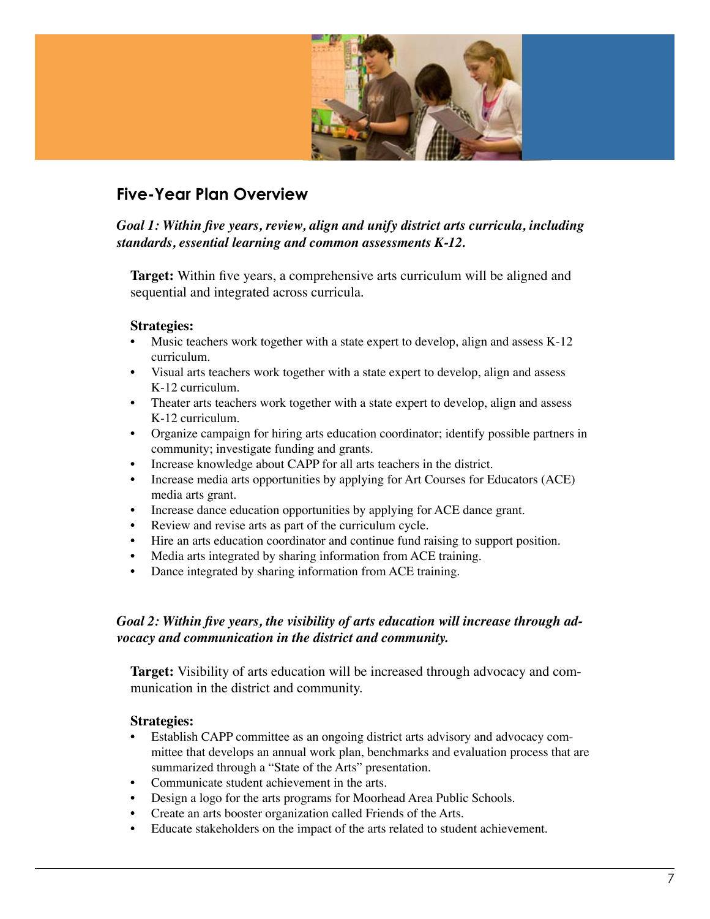## Five-Year Plan Overview

***Goal 1: Within five years, review, align and unify district arts curricula, including standards, essential learning and common assessments K-12.***

**Target:** Within five years, a comprehensive arts curriculum will be aligned and sequential and integrated across curricula.

**Strategies:**

- Music teachers work together with a state expert to develop, align and assess K-12 curriculum.
- Visual arts teachers work together with a state expert to develop, align and assess K-12 curriculum.
- Theater arts teachers work together with a state expert to develop, align and assess K-12 curriculum.
- Organize campaign for hiring arts education coordinator; identify possible partners in community; investigate funding and grants.
- Increase knowledge about CAPP for all arts teachers in the district.
- Increase media arts opportunities by applying for Art Courses for Educators (ACE) media arts grant.
- Increase dance education opportunities by applying for ACE dance grant.
- Review and revise arts as part of the curriculum cycle.
- Hire an arts education coordinator and continue fund raising to support position.
- Media arts integrated by sharing information from ACE training.
- Dance integrated by sharing information from ACE training.

***Goal 2: Within five years, the visibility of arts education will increase through advocacy and communication in the district and community.***

**Target:** Visibility of arts education will be increased through advocacy and communication in the district and community.

**Strategies:**

- Establish CAPP committee as an ongoing district arts advisory and advocacy committee that develops an annual work plan, benchmarks and evaluation process that are summarized through a "State of the Arts" presentation.
- Communicate student achievement in the arts.
- Design a logo for the arts programs for Moorhead Area Public Schools.
- Create an arts booster organization called Friends of the Arts.
- Educate stakeholders on the impact of the arts related to student achievement.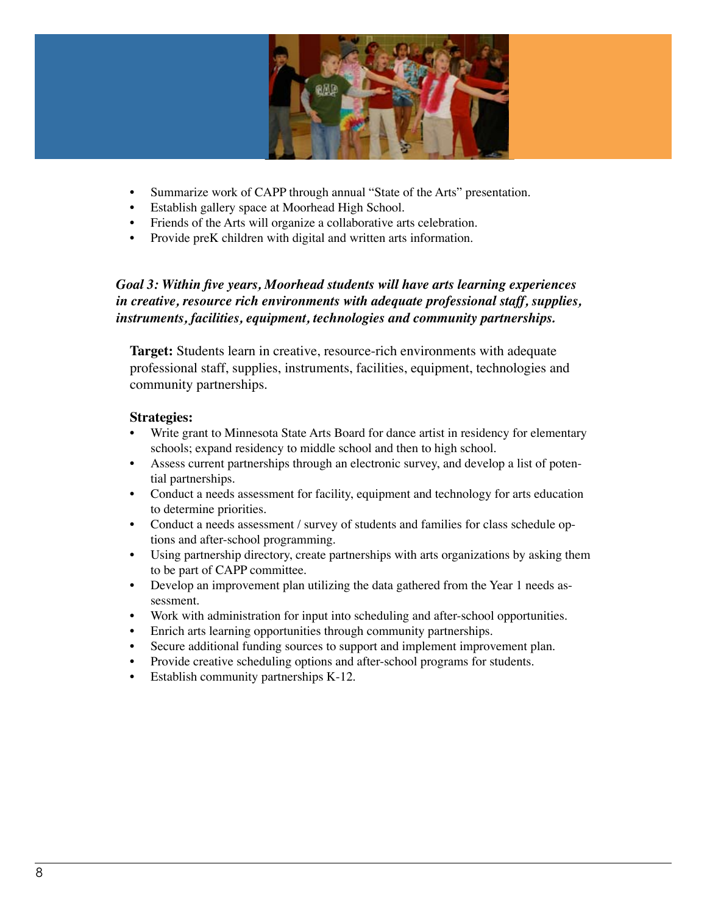- Summarize work of CAPP through annual "State of the Arts" presentation.
- Establish gallery space at Moorhead High School.
- Friends of the Arts will organize a collaborative arts celebration.
- Provide preK children with digital and written arts information.

***Goal 3: Within five years, Moorhead students will have arts learning experiences in creative, resource rich environments with adequate professional staff, supplies, instruments, facilities, equipment, technologies and community partnerships.***

**Target:** Students learn in creative, resource-rich environments with adequate professional staff, supplies, instruments, facilities, equipment, technologies and community partnerships.

**Strategies:**

- Write grant to Minnesota State Arts Board for dance artist in residency for elementary schools; expand residency to middle school and then to high school.
- Assess current partnerships through an electronic survey, and develop a list of potential partnerships.
- Conduct a needs assessment for facility, equipment and technology for arts education to determine priorities.
- Conduct a needs assessment / survey of students and families for class schedule options and after-school programming.
- Using partnership directory, create partnerships with arts organizations by asking them to be part of CAPP committee.
- Develop an improvement plan utilizing the data gathered from the Year 1 needs assessment.
- Work with administration for input into scheduling and after-school opportunities.
- Enrich arts learning opportunities through community partnerships.
- Secure additional funding sources to support and implement improvement plan.
- Provide creative scheduling options and after-school programs for students.
- Establish community partnerships K-12.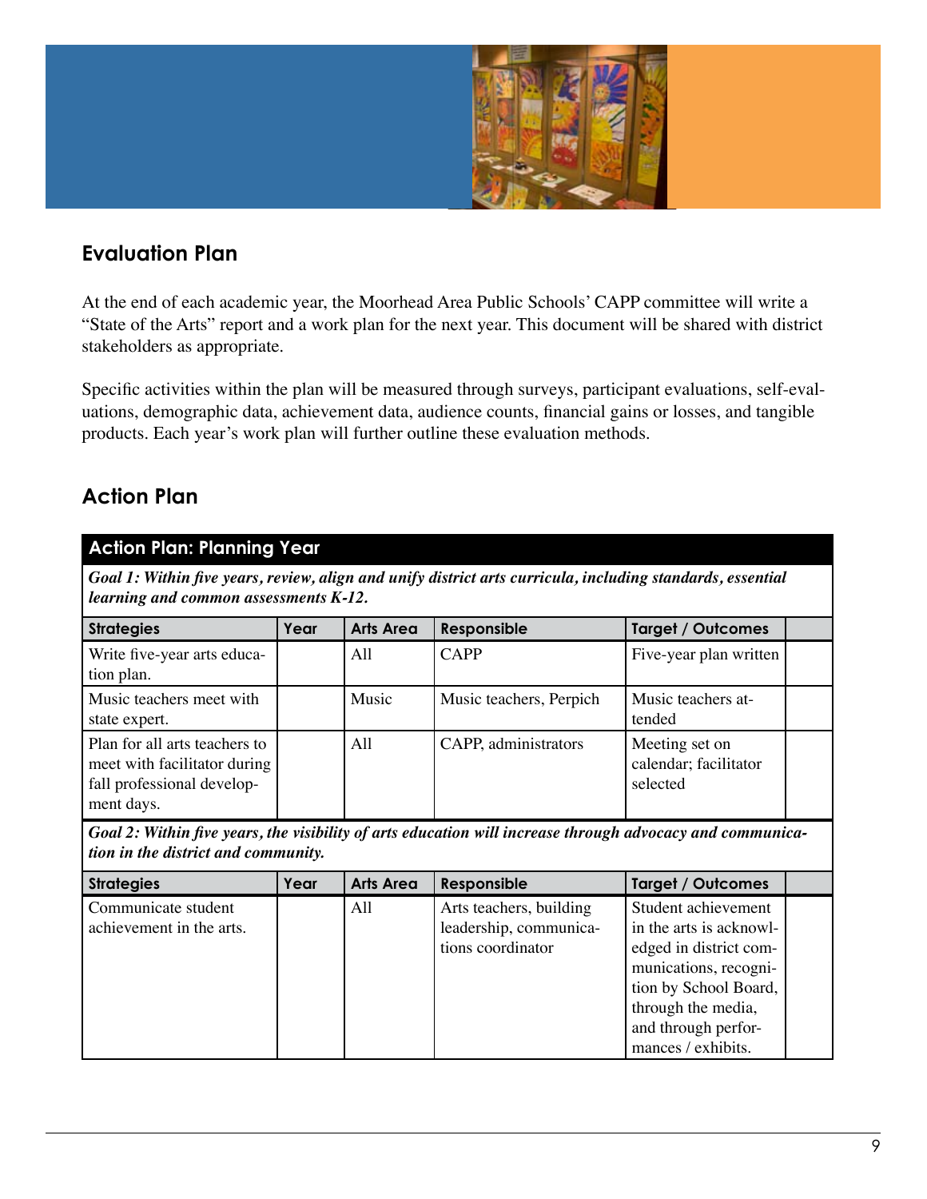## Evaluation Plan

At the end of each academic year, the Moorhead Area Public Schools' CAPP committee will write a "State of the Arts" report and a work plan for the next year. This document will be shared with district stakeholders as appropriate.

Specific activities within the plan will be measured through surveys, participant evaluations, self-evaluations, demographic data, achievement data, audience counts, financial gains or losses, and tangible products. Each year's work plan will further outline these evaluation methods.

## Action Plan

| **Action Plan: Planning Year** | | | | | |
|---|---|---|---|---|---|
| ***Goal 1: Within five years, review, align and unify district arts curricula, including standards, essential learning and common assessments K-12.*** | | | | | |
| **Strategies** | **Year** | **Arts Area** | **Responsible** | **Target / Outcomes** | |
| Write five-year arts education plan. | | All | CAPP | Five-year plan written | |
| Music teachers meet with state expert. | | Music | Music teachers, Perpich | Music teachers attended | |
| Plan for all arts teachers to meet with facilitator during fall professional development days. | | All | CAPP, administrators | Meeting set on calendar; facilitator selected | |
| ***Goal 2: Within five years, the visibility of arts education will increase through advocacy and communication in the district and community.*** | | | | | |
| **Strategies** | **Year** | **Arts Area** | **Responsible** | **Target / Outcomes** | |
| Communicate student achievement in the arts. | | All | Arts teachers, building leadership, communications coordinator | Student achievement in the arts is acknowledged in district communications, recognition by School Board, through the media, and through performances / exhibits. | |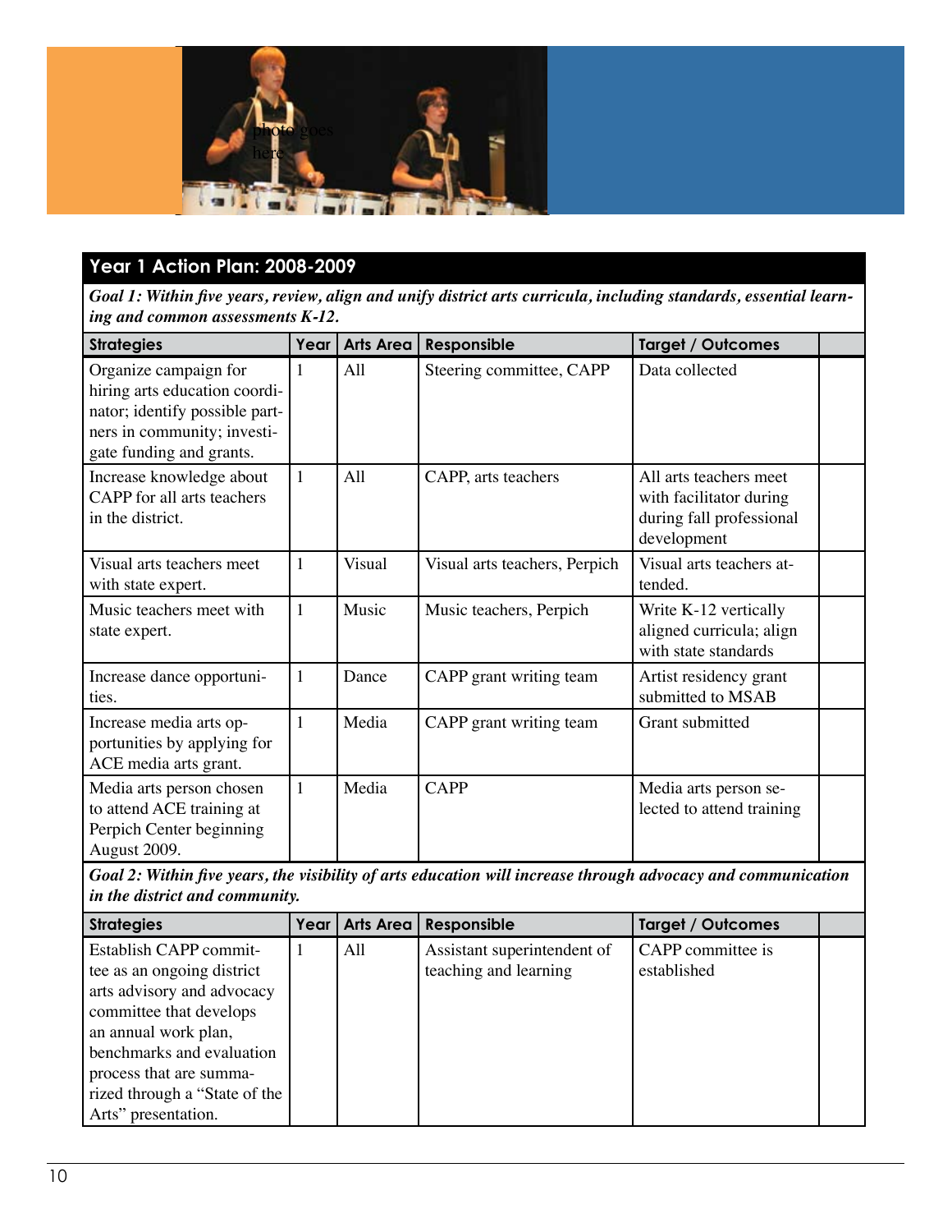## Year 1 Action Plan: 2008-2009

***Goal 1: Within five years, review, align and unify district arts curricula, including standards, essential learning and common assessments K-12.***

| Strategies | Year | Arts Area | Responsible | Target / Outcomes | |
|---|---|---|---|---|---|
| Organize campaign for hiring arts education coordinator; identify possible partners in community; investigate funding and grants. | 1 | All | Steering committee, CAPP | Data collected | |
| Increase knowledge about CAPP for all arts teachers in the district. | 1 | All | CAPP, arts teachers | All arts teachers meet with facilitator during during fall professional development | |
| Visual arts teachers meet with state expert. | 1 | Visual | Visual arts teachers, Perpich | Visual arts teachers attended. | |
| Music teachers meet with state expert. | 1 | Music | Music teachers, Perpich | Write K-12 vertically aligned curricula; align with state standards | |
| Increase dance opportunities. | 1 | Dance | CAPP grant writing team | Artist residency grant submitted to MSAB | |
| Increase media arts opportunities by applying for ACE media arts grant. | 1 | Media | CAPP grant writing team | Grant submitted | |
| Media arts person chosen to attend ACE training at Perpich Center beginning August 2009. | 1 | Media | CAPP | Media arts person selected to attend training | |

***Goal 2: Within five years, the visibility of arts education will increase through advocacy and communication in the district and community.***

| Strategies | Year | Arts Area | Responsible | Target / Outcomes | |
|---|---|---|---|---|---|
| Establish CAPP committee as an ongoing district arts advisory and advocacy committee that develops an annual work plan, benchmarks and evaluation process that are summarized through a "State of the Arts" presentation. | 1 | All | Assistant superintendent of teaching and learning | CAPP committee is established | |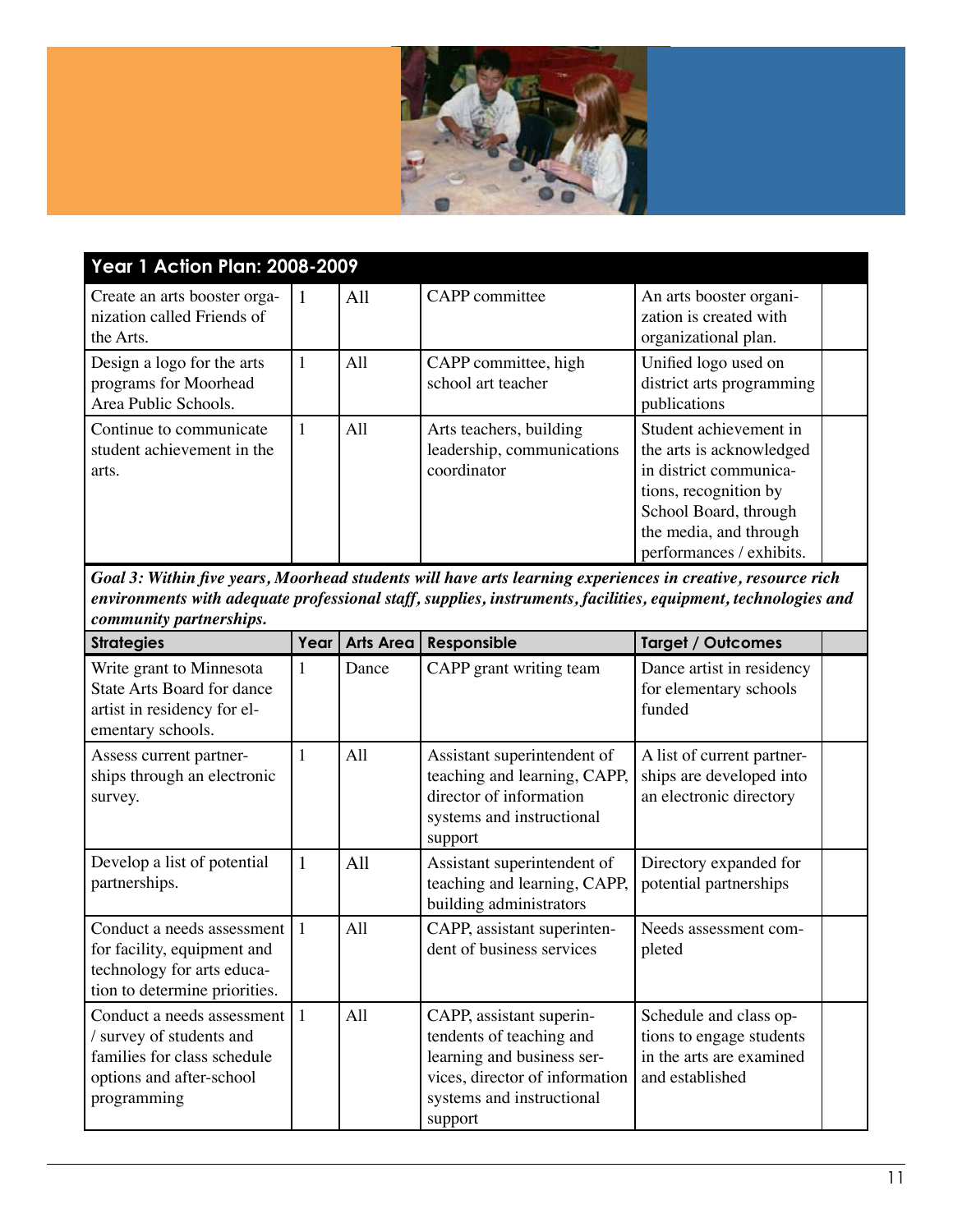## Year 1 Action Plan: 2008-2009

| | | | | | |
|---|---|---|---|---|---|
| Create an arts booster organization called Friends of the Arts. | 1 | All | CAPP committee | An arts booster organization is created with organizational plan. | |
| Design a logo for the arts programs for Moorhead Area Public Schools. | 1 | All | CAPP committee, high school art teacher | Unified logo used on district arts programming publications | |
| Continue to communicate student achievement in the arts. | 1 | All | Arts teachers, building leadership, communications coordinator | Student achievement in the arts is acknowledged in district communications, recognition by School Board, through the media, and through performances / exhibits. | |

***Goal 3: Within five years, Moorhead students will have arts learning experiences in creative, resource rich environments with adequate professional staff, supplies, instruments, facilities, equipment, technologies and community partnerships.***

| Strategies | Year | Arts Area | Responsible | Target / Outcomes | |
|---|---|---|---|---|---|
| Write grant to Minnesota State Arts Board for dance artist in residency for elementary schools. | 1 | Dance | CAPP grant writing team | Dance artist in residency for elementary schools funded | |
| Assess current partnerships through an electronic survey. | 1 | All | Assistant superintendent of teaching and learning, CAPP, director of information systems and instructional support | A list of current partnerships are developed into an electronic directory | |
| Develop a list of potential partnerships. | 1 | All | Assistant superintendent of teaching and learning, CAPP, building administrators | Directory expanded for potential partnerships | |
| Conduct a needs assessment for facility, equipment and technology for arts education to determine priorities. | 1 | All | CAPP, assistant superintendent of business services | Needs assessment completed | |
| Conduct a needs assessment / survey of students and families for class schedule options and after-school programming | 1 | All | CAPP, assistant superintendents of teaching and learning and business services, director of information systems and instructional support | Schedule and class options to engage students in the arts are examined and established | |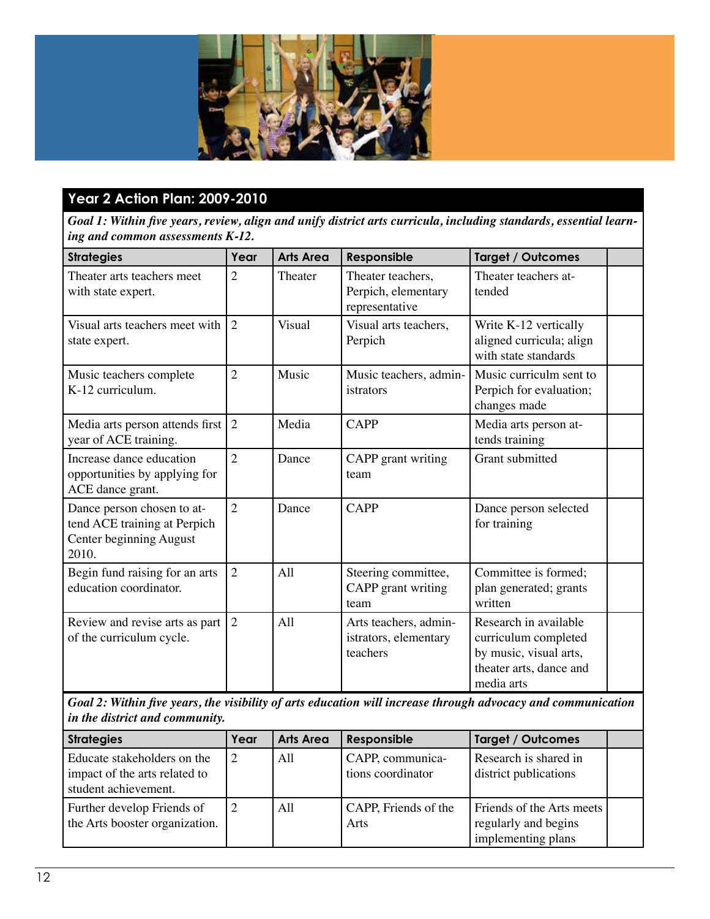## Year 2 Action Plan: 2009-2010

***Goal 1: Within five years, review, align and unify district arts curricula, including standards, essential learning and common assessments K-12.***

| Strategies | Year | Arts Area | Responsible | Target / Outcomes | |
|---|---|---|---|---|---|
| Theater arts teachers meet with state expert. | 2 | Theater | Theater teachers, Perpich, elementary representative | Theater teachers attended | |
| Visual arts teachers meet with state expert. | 2 | Visual | Visual arts teachers, Perpich | Write K-12 vertically aligned curricula; align with state standards | |
| Music teachers complete K-12 curriculum. | 2 | Music | Music teachers, administrators | Music curriculm sent to Perpich for evaluation; changes made | |
| Media arts person attends first year of ACE training. | 2 | Media | CAPP | Media arts person attends training | |
| Increase dance education opportunities by applying for ACE dance grant. | 2 | Dance | CAPP grant writing team | Grant submitted | |
| Dance person chosen to attend ACE training at Perpich Center beginning August 2010. | 2 | Dance | CAPP | Dance person selected for training | |
| Begin fund raising for an arts education coordinator. | 2 | All | Steering committee, CAPP grant writing team | Committee is formed; plan generated; grants written | |
| Review and revise arts as part of the curriculum cycle. | 2 | All | Arts teachers, administrators, elementary teachers | Research in available curriculum completed by music, visual arts, theater arts, dance and media arts | |

***Goal 2: Within five years, the visibility of arts education will increase through advocacy and communication in the district and community.***

| Strategies | Year | Arts Area | Responsible | Target / Outcomes | |
|---|---|---|---|---|---|
| Educate stakeholders on the impact of the arts related to student achievement. | 2 | All | CAPP, communications coordinator | Research is shared in district publications | |
| Further develop Friends of the Arts booster organization. | 2 | All | CAPP, Friends of the Arts | Friends of the Arts meets regularly and begins implementing plans | |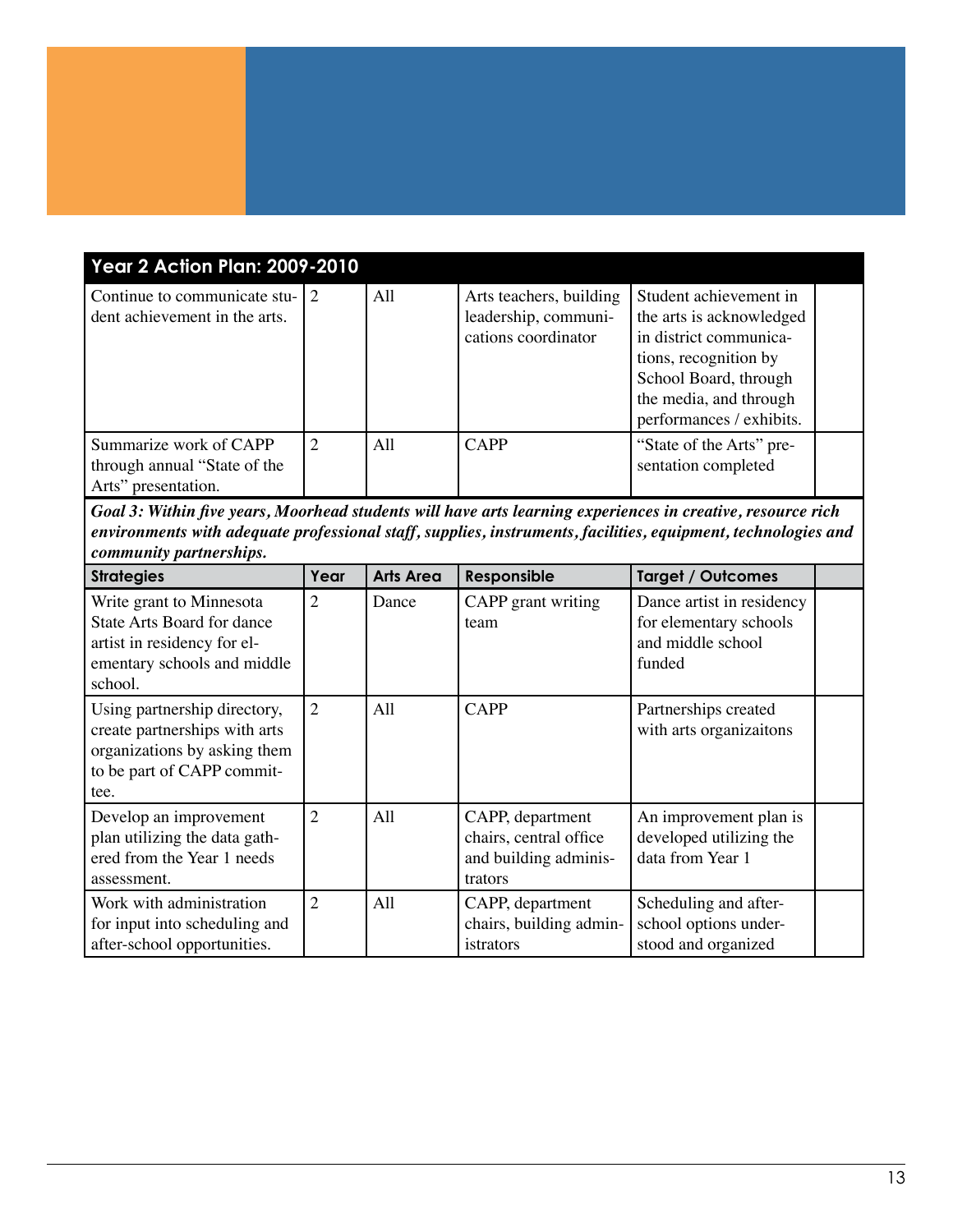## Year 2 Action Plan: 2009-2010

| | | | | | |
|---|---|---|---|---|---|
| Continue to communicate student achievement in the arts. | 2 | All | Arts teachers, building leadership, communications coordinator | Student achievement in the arts is acknowledged in district communications, recognition by School Board, through the media, and through performances / exhibits. | |
| Summarize work of CAPP through annual "State of the Arts" presentation. | 2 | All | CAPP | "State of the Arts" presentation completed | |

***Goal 3: Within five years, Moorhead students will have arts learning experiences in creative, resource rich environments with adequate professional staff, supplies, instruments, facilities, equipment, technologies and community partnerships.***

| Strategies | Year | Arts Area | Responsible | Target / Outcomes | |
|---|---|---|---|---|---|
| Write grant to Minnesota State Arts Board for dance artist in residency for elementary schools and middle school. | 2 | Dance | CAPP grant writing team | Dance artist in residency for elementary schools and middle school funded | |
| Using partnership directory, create partnerships with arts organizations by asking them to be part of CAPP committee. | 2 | All | CAPP | Partnerships created with arts organizaitons | |
| Develop an improvement plan utilizing the data gathered from the Year 1 needs assessment. | 2 | All | CAPP, department chairs, central office and building administrators | An improvement plan is developed utilizing the data from Year 1 | |
| Work with administration for input into scheduling and after-school opportunities. | 2 | All | CAPP, department chairs, building administrators | Scheduling and after-school options understood and organized | |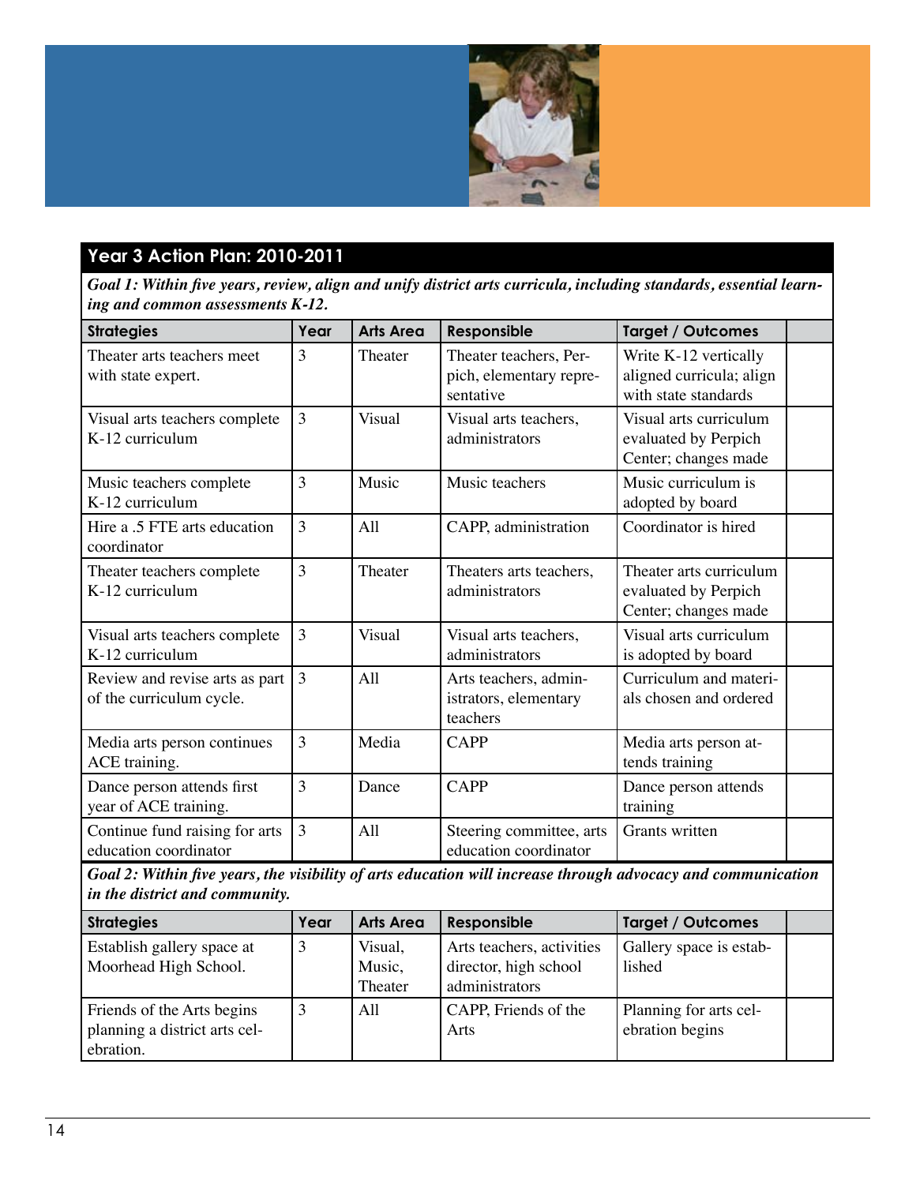## Year 3 Action Plan: 2010-2011

***Goal 1: Within five years, review, align and unify district arts curricula, including standards, essential learning and common assessments K-12.***

| Strategies | Year | Arts Area | Responsible | Target / Outcomes | |
|---|---|---|---|---|---|
| Theater arts teachers meet with state expert. | 3 | Theater | Theater teachers, Perpich, elementary representative | Write K-12 vertically aligned curricula; align with state standards | |
| Visual arts teachers complete K-12 curriculum | 3 | Visual | Visual arts teachers, administrators | Visual arts curriculum evaluated by Perpich Center; changes made | |
| Music teachers complete K-12 curriculum | 3 | Music | Music teachers | Music curriculum is adopted by board | |
| Hire a .5 FTE arts education coordinator | 3 | All | CAPP, administration | Coordinator is hired | |
| Theater teachers complete K-12 curriculum | 3 | Theater | Theaters arts teachers, administrators | Theater arts curriculum evaluated by Perpich Center; changes made | |
| Visual arts teachers complete K-12 curriculum | 3 | Visual | Visual arts teachers, administrators | Visual arts curriculum is adopted by board | |
| Review and revise arts as part of the curriculum cycle. | 3 | All | Arts teachers, administrators, elementary teachers | Curriculum and materials chosen and ordered | |
| Media arts person continues ACE training. | 3 | Media | CAPP | Media arts person attends training | |
| Dance person attends first year of ACE training. | 3 | Dance | CAPP | Dance person attends training | |
| Continue fund raising for arts education coordinator | 3 | All | Steering committee, arts education coordinator | Grants written | |

***Goal 2: Within five years, the visibility of arts education will increase through advocacy and communication in the district and community.***

| Strategies | Year | Arts Area | Responsible | Target / Outcomes | |
|---|---|---|---|---|---|
| Establish gallery space at Moorhead High School. | 3 | Visual, Music, Theater | Arts teachers, activities director, high school administrators | Gallery space is established | |
| Friends of the Arts begins planning a district arts celebration. | 3 | All | CAPP, Friends of the Arts | Planning for arts celebration begins | |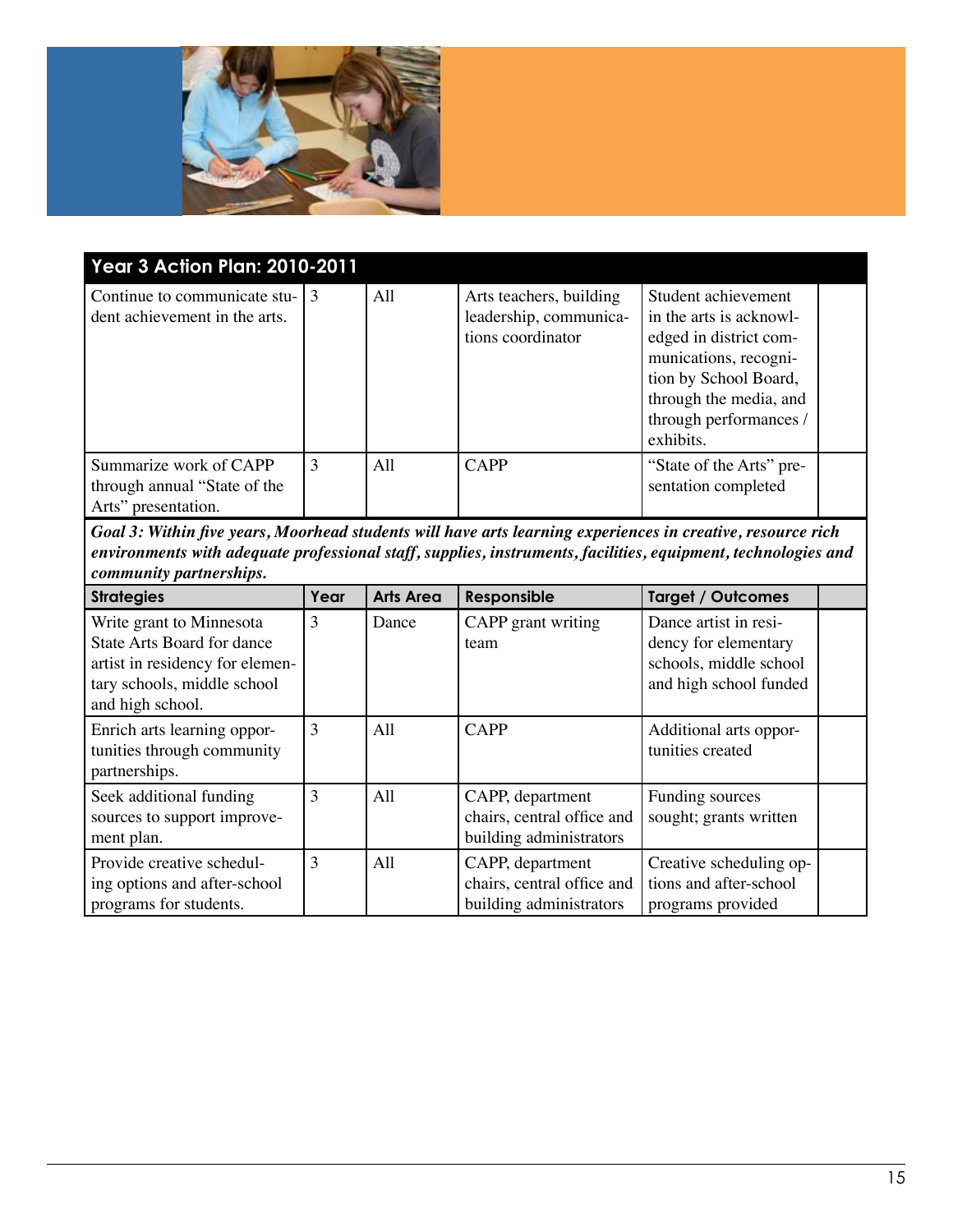## Year 3 Action Plan: 2010-2011

| | | | | | |
|---|---|---|---|---|---|
| Continue to communicate student achievement in the arts. | 3 | All | Arts teachers, building leadership, communications coordinator | Student achievement in the arts is acknowledged in district communications, recognition by School Board, through the media, and through performances / exhibits. | |
| Summarize work of CAPP through annual "State of the Arts" presentation. | 3 | All | CAPP | "State of the Arts" presentation completed | |

***Goal 3: Within five years, Moorhead students will have arts learning experiences in creative, resource rich environments with adequate professional staff, supplies, instruments, facilities, equipment, technologies and community partnerships.***

| Strategies | Year | Arts Area | Responsible | Target / Outcomes | |
|---|---|---|---|---|---|
| Write grant to Minnesota State Arts Board for dance artist in residency for elementary schools, middle school and high school. | 3 | Dance | CAPP grant writing team | Dance artist in residency for elementary schools, middle school and high school funded | |
| Enrich arts learning opportunities through community partnerships. | 3 | All | CAPP | Additional arts opportunities created | |
| Seek additional funding sources to support improvement plan. | 3 | All | CAPP, department chairs, central office and building administrators | Funding sources sought; grants written | |
| Provide creative scheduling options and after-school programs for students. | 3 | All | CAPP, department chairs, central office and building administrators | Creative scheduling options and after-school programs provided | |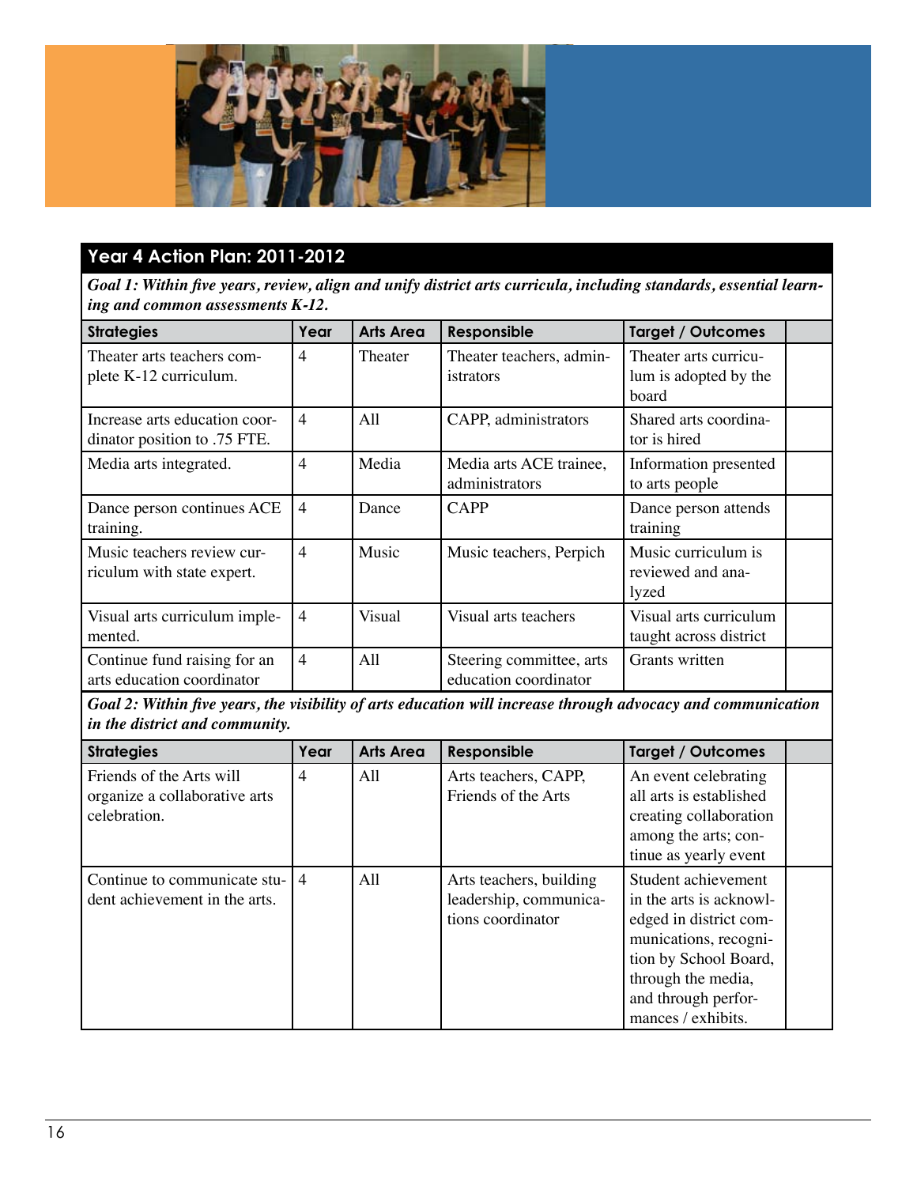## Year 4 Action Plan: 2011-2012

***Goal 1: Within five years, review, align and unify district arts curricula, including standards, essential learning and common assessments K-12.***

| Strategies | Year | Arts Area | Responsible | Target / Outcomes | |
|---|---|---|---|---|---|
| Theater arts teachers complete K-12 curriculum. | 4 | Theater | Theater teachers, administrators | Theater arts curriculum is adopted by the board | |
| Increase arts education coordinator position to .75 FTE. | 4 | All | CAPP, administrators | Shared arts coordinator is hired | |
| Media arts integrated. | 4 | Media | Media arts ACE trainee, administrators | Information presented to arts people | |
| Dance person continues ACE training. | 4 | Dance | CAPP | Dance person attends training | |
| Music teachers review curriculum with state expert. | 4 | Music | Music teachers, Perpich | Music curriculum is reviewed and analyzed | |
| Visual arts curriculum implemented. | 4 | Visual | Visual arts teachers | Visual arts curriculum taught across district | |
| Continue fund raising for an arts education coordinator | 4 | All | Steering committee, arts education coordinator | Grants written | |

***Goal 2: Within five years, the visibility of arts education will increase through advocacy and communication in the district and community.***

| Strategies | Year | Arts Area | Responsible | Target / Outcomes | |
|---|---|---|---|---|---|
| Friends of the Arts will organize a collaborative arts celebration. | 4 | All | Arts teachers, CAPP, Friends of the Arts | An event celebrating all arts is established creating collaboration among the arts; continue as yearly event | |
| Continue to communicate student achievement in the arts. | 4 | All | Arts teachers, building leadership, communications coordinator | Student achievement in the arts is acknowledged in district communications, recognition by School Board, through the media, and through performances / exhibits. | |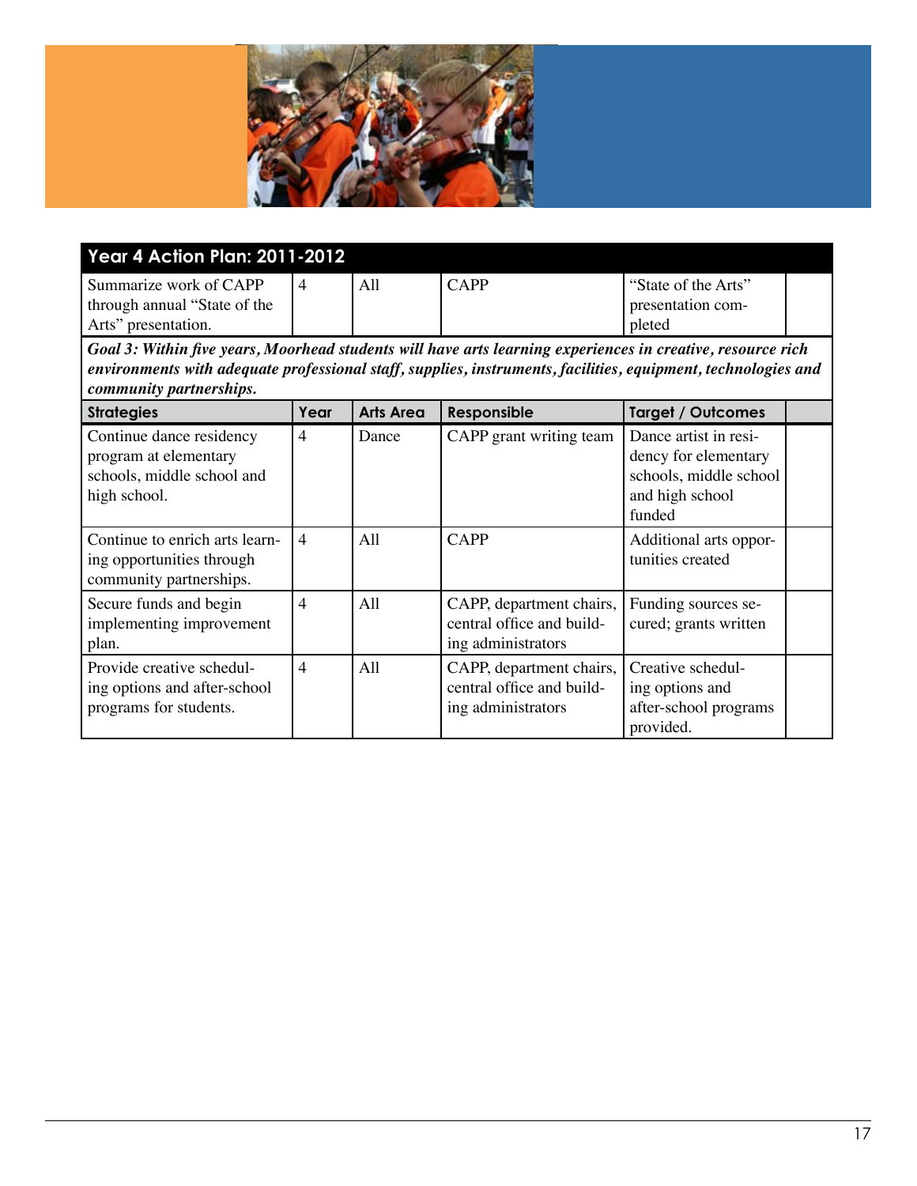## Year 4 Action Plan: 2011-2012

| Strategies | Year | Arts Area | Responsible | Target / Outcomes | |
|---|---|---|---|---|---|
| Summarize work of CAPP through annual "State of the Arts" presentation. | 4 | All | CAPP | "State of the Arts" presentation completed | |

***Goal 3: Within five years, Moorhead students will have arts learning experiences in creative, resource rich environments with adequate professional staff, supplies, instruments, facilities, equipment, technologies and community partnerships.***

| Strategies | Year | Arts Area | Responsible | Target / Outcomes | |
|---|---|---|---|---|---|
| Continue dance residency program at elementary schools, middle school and high school. | 4 | Dance | CAPP grant writing team | Dance artist in residency for elementary schools, middle school and high school funded | |
| Continue to enrich arts learning opportunities through community partnerships. | 4 | All | CAPP | Additional arts opportunities created | |
| Secure funds and begin implementing improvement plan. | 4 | All | CAPP, department chairs, central office and building administrators | Funding sources secured; grants written | |
| Provide creative scheduling options and after-school programs for students. | 4 | All | CAPP, department chairs, central office and building administrators | Creative scheduling options and after-school programs provided. | |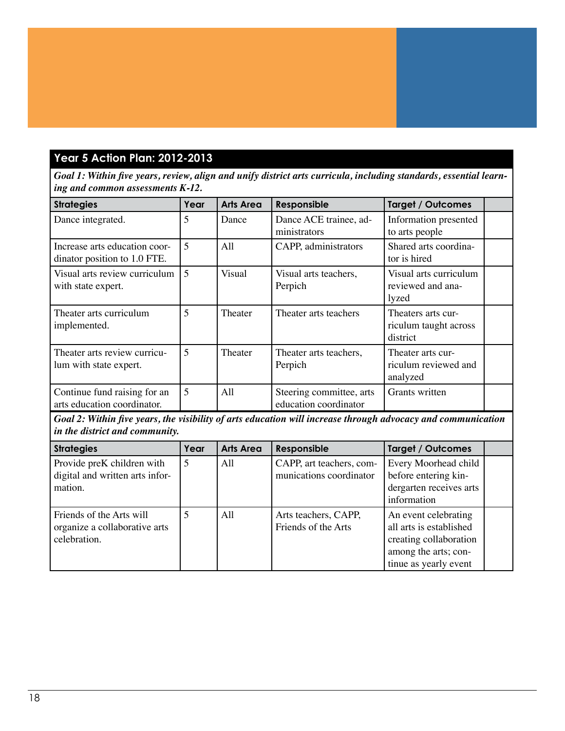## Year 5 Action Plan: 2012-2013

***Goal 1: Within five years, review, align and unify district arts curricula, including standards, essential learning and common assessments K-12.***

| Strategies | Year | Arts Area | Responsible | Target / Outcomes | |
|---|---|---|---|---|---|
| Dance integrated. | 5 | Dance | Dance ACE trainee, administrators | Information presented to arts people | |
| Increase arts education coordinator position to 1.0 FTE. | 5 | All | CAPP, administrators | Shared arts coordinator is hired | |
| Visual arts review curriculum with state expert. | 5 | Visual | Visual arts teachers, Perpich | Visual arts curriculum reviewed and analyzed | |
| Theater arts curriculum implemented. | 5 | Theater | Theater arts teachers | Theaters arts curriculum taught across district | |
| Theater arts review curriculum with state expert. | 5 | Theater | Theater arts teachers, Perpich | Theater arts curriculum reviewed and analyzed | |
| Continue fund raising for an arts education coordinator. | 5 | All | Steering committee, arts education coordinator | Grants written | |

***Goal 2: Within five years, the visibility of arts education will increase through advocacy and communication in the district and community.***

| Strategies | Year | Arts Area | Responsible | Target / Outcomes | |
|---|---|---|---|---|---|
| Provide preK children with digital and written arts information. | 5 | All | CAPP, art teachers, communications coordinator | Every Moorhead child before entering kindergarten receives arts information | |
| Friends of the Arts will organize a collaborative arts celebration. | 5 | All | Arts teachers, CAPP, Friends of the Arts | An event celebrating all arts is established creating collaboration among the arts; continue as yearly event | |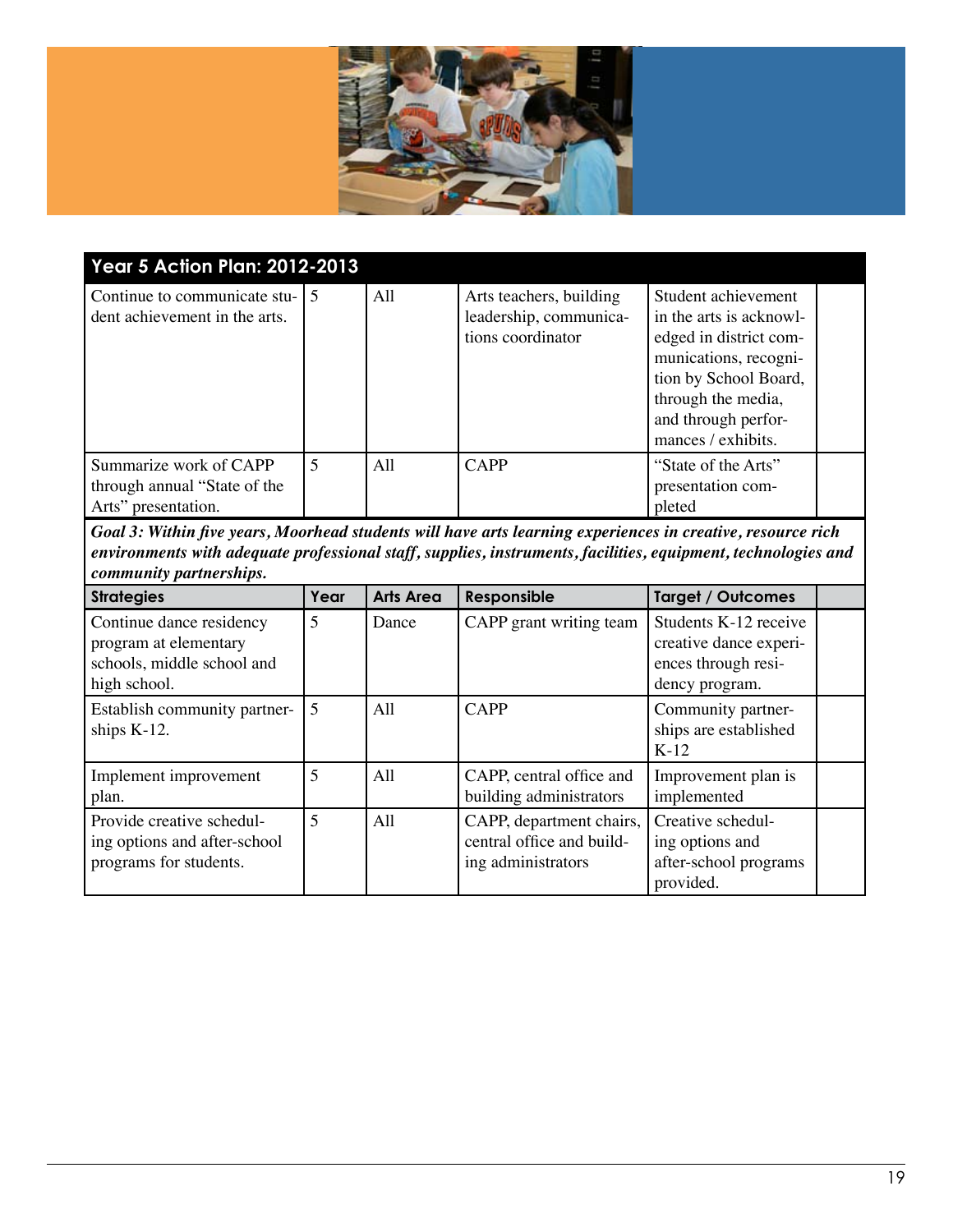## Year 5 Action Plan: 2012-2013

| Strategies | Year | Arts Area | Responsible | Target / Outcomes | |
|---|---|---|---|---|---|
| Continue to communicate student achievement in the arts. | 5 | All | Arts teachers, building leadership, communications coordinator | Student achievement in the arts is acknowledged in district communications, recognition by School Board, through the media, and through performances / exhibits. | |
| Summarize work of CAPP through annual "State of the Arts" presentation. | 5 | All | CAPP | "State of the Arts" presentation completed | |

***Goal 3: Within five years, Moorhead students will have arts learning experiences in creative, resource rich environments with adequate professional staff, supplies, instruments, facilities, equipment, technologies and community partnerships.***

| Strategies | Year | Arts Area | Responsible | Target / Outcomes | |
|---|---|---|---|---|---|
| Continue dance residency program at elementary schools, middle school and high school. | 5 | Dance | CAPP grant writing team | Students K-12 receive creative dance experiences through residency program. | |
| Establish community partnerships K-12. | 5 | All | CAPP | Community partnerships are established K-12 | |
| Implement improvement plan. | 5 | All | CAPP, central office and building administrators | Improvement plan is implemented | |
| Provide creative scheduling options and after-school programs for students. | 5 | All | CAPP, department chairs, central office and building administrators | Creative scheduling options and after-school programs provided. | |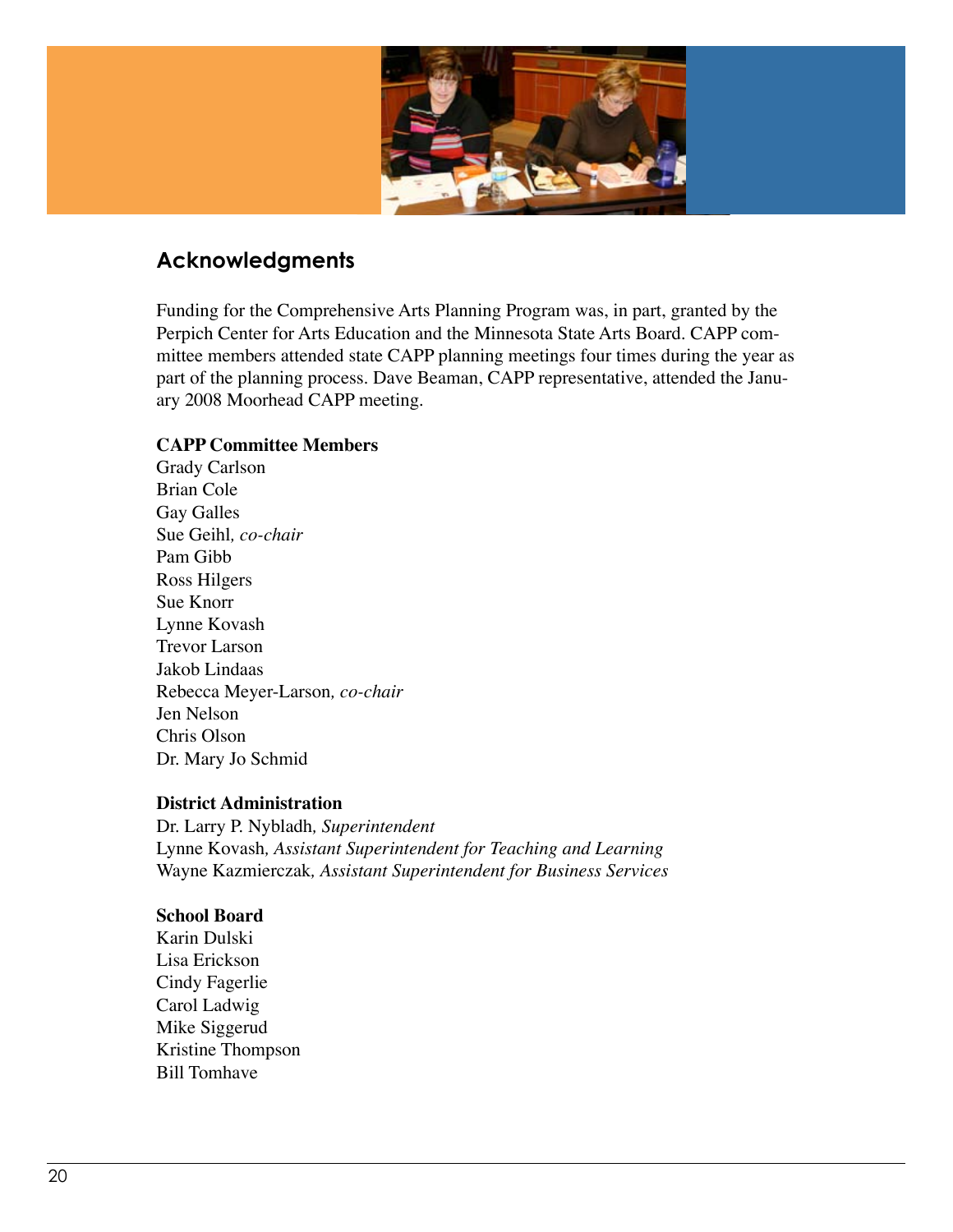## Acknowledgments

Funding for the Comprehensive Arts Planning Program was, in part, granted by the Perpich Center for Arts Education and the Minnesota State Arts Board. CAPP committee members attended state CAPP planning meetings four times during the year as part of the planning process. Dave Beaman, CAPP representative, attended the January 2008 Moorhead CAPP meeting.

**CAPP Committee Members**
Grady Carlson
Brian Cole
Gay Galles
Sue Geihl, *co-chair*
Pam Gibb
Ross Hilgers
Sue Knorr
Lynne Kovash
Trevor Larson
Jakob Lindaas
Rebecca Meyer-Larson, *co-chair*
Jen Nelson
Chris Olson
Dr. Mary Jo Schmid

**District Administration**
Dr. Larry P. Nybladh, *Superintendent*
Lynne Kovash, *Assistant Superintendent for Teaching and Learning*
Wayne Kazmierczak, *Assistant Superintendent for Business Services*

**School Board**
Karin Dulski
Lisa Erickson
Cindy Fagerlie
Carol Ladwig
Mike Siggerud
Kristine Thompson
Bill Tomhave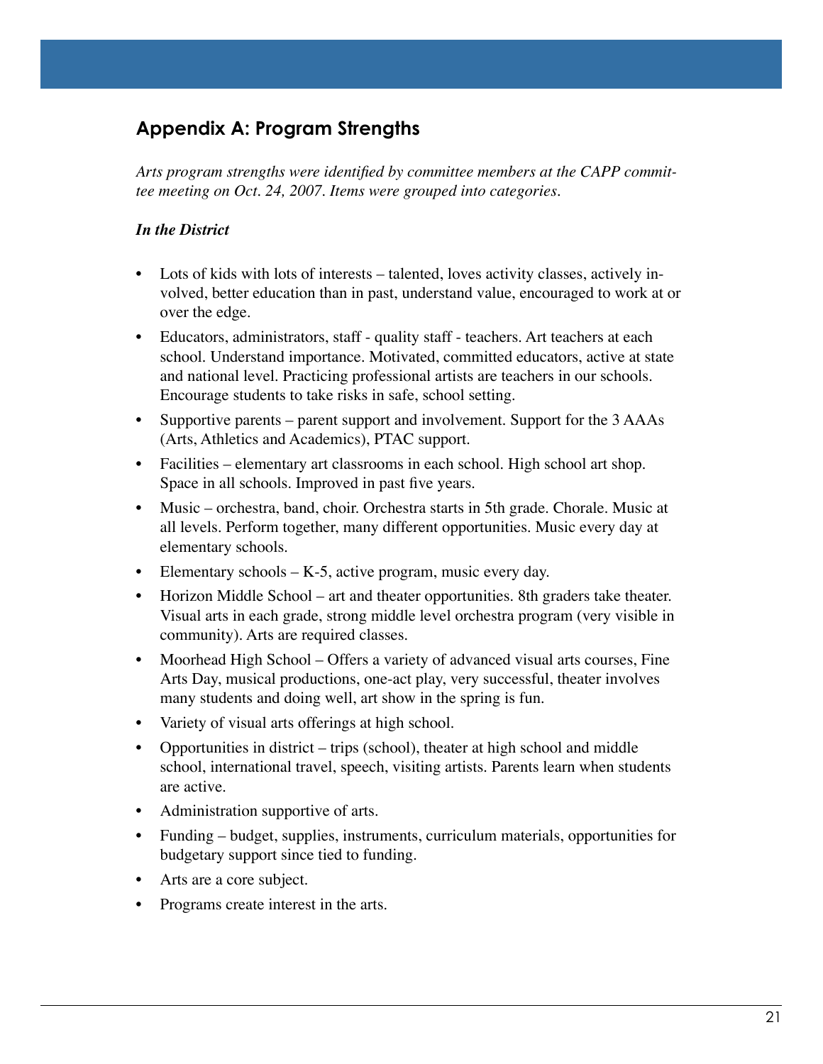## Appendix A: Program Strengths

*Arts program strengths were identified by committee members at the CAPP committee meeting on Oct. 24, 2007. Items were grouped into categories.*

***In the District***

- Lots of kids with lots of interests – talented, loves activity classes, actively involved, better education than in past, understand value, encouraged to work at or over the edge.
- Educators, administrators, staff - quality staff - teachers. Art teachers at each school. Understand importance. Motivated, committed educators, active at state and national level. Practicing professional artists are teachers in our schools. Encourage students to take risks in safe, school setting.
- Supportive parents – parent support and involvement. Support for the 3 AAAs (Arts, Athletics and Academics), PTAC support.
- Facilities – elementary art classrooms in each school. High school art shop. Space in all schools. Improved in past five years.
- Music – orchestra, band, choir. Orchestra starts in 5th grade. Chorale. Music at all levels. Perform together, many different opportunities. Music every day at elementary schools.
- Elementary schools – K-5, active program, music every day.
- Horizon Middle School – art and theater opportunities. 8th graders take theater. Visual arts in each grade, strong middle level orchestra program (very visible in community). Arts are required classes.
- Moorhead High School – Offers a variety of advanced visual arts courses, Fine Arts Day, musical productions, one-act play, very successful, theater involves many students and doing well, art show in the spring is fun.
- Variety of visual arts offerings at high school.
- Opportunities in district – trips (school), theater at high school and middle school, international travel, speech, visiting artists. Parents learn when students are active.
- Administration supportive of arts.
- Funding – budget, supplies, instruments, curriculum materials, opportunities for budgetary support since tied to funding.
- Arts are a core subject.
- Programs create interest in the arts.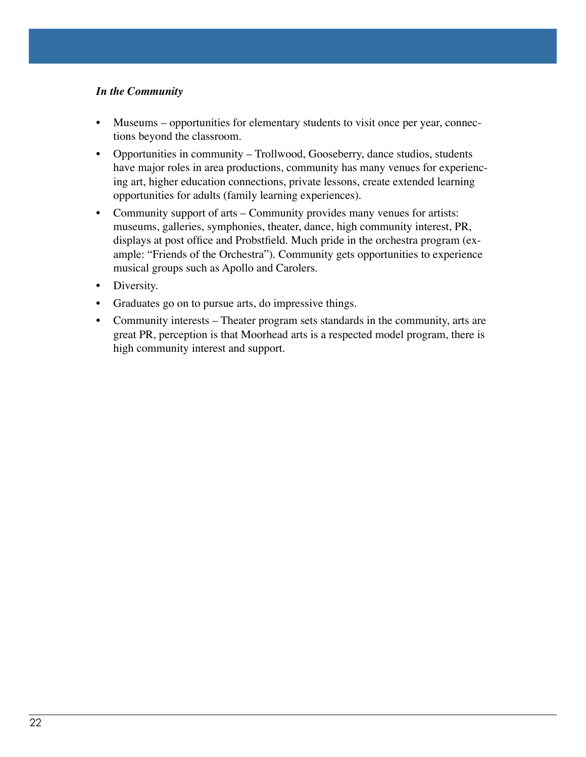***In the Community***

- Museums – opportunities for elementary students to visit once per year, connections beyond the classroom.
- Opportunities in community – Trollwood, Gooseberry, dance studios, students have major roles in area productions, community has many venues for experiencing art, higher education connections, private lessons, create extended learning opportunities for adults (family learning experiences).
- Community support of arts – Community provides many venues for artists: museums, galleries, symphonies, theater, dance, high community interest, PR, displays at post office and Probstfield. Much pride in the orchestra program (example: "Friends of the Orchestra"). Community gets opportunities to experience musical groups such as Apollo and Carolers.
- Diversity.
- Graduates go on to pursue arts, do impressive things.
- Community interests – Theater program sets standards in the community, arts are great PR, perception is that Moorhead arts is a respected model program, there is high community interest and support.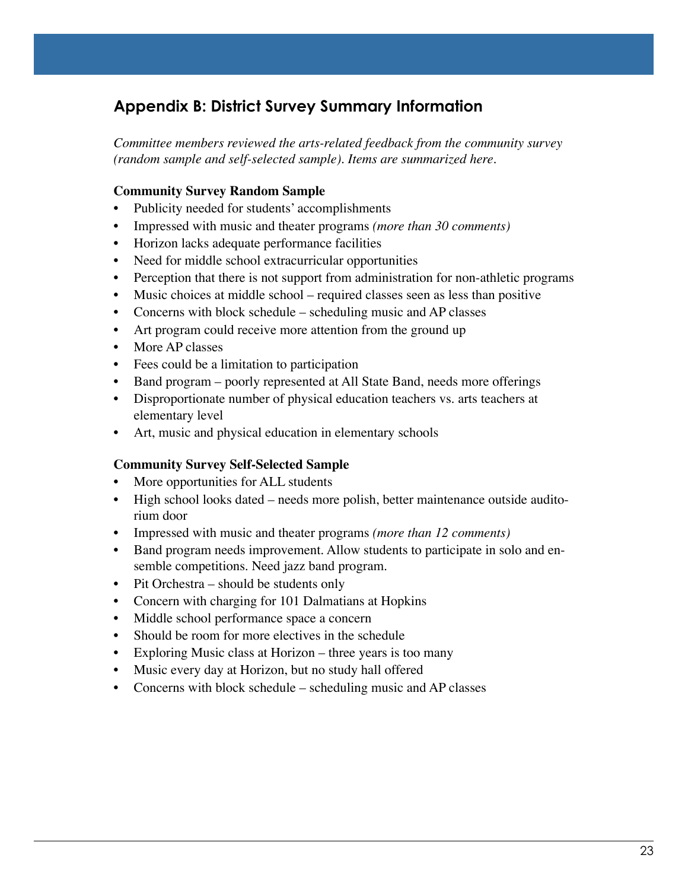## Appendix B: District Survey Summary Information

*Committee members reviewed the arts-related feedback from the community survey (random sample and self-selected sample). Items are summarized here.*

**Community Survey Random Sample**

- Publicity needed for students' accomplishments
- Impressed with music and theater programs *(more than 30 comments)*
- Horizon lacks adequate performance facilities
- Need for middle school extracurricular opportunities
- Perception that there is not support from administration for non-athletic programs
- Music choices at middle school – required classes seen as less than positive
- Concerns with block schedule – scheduling music and AP classes
- Art program could receive more attention from the ground up
- More AP classes
- Fees could be a limitation to participation
- Band program – poorly represented at All State Band, needs more offerings
- Disproportionate number of physical education teachers vs. arts teachers at elementary level
- Art, music and physical education in elementary schools

**Community Survey Self-Selected Sample**

- More opportunities for ALL students
- High school looks dated – needs more polish, better maintenance outside auditorium door
- Impressed with music and theater programs *(more than 12 comments)*
- Band program needs improvement. Allow students to participate in solo and ensemble competitions. Need jazz band program.
- Pit Orchestra – should be students only
- Concern with charging for 101 Dalmatians at Hopkins
- Middle school performance space a concern
- Should be room for more electives in the schedule
- Exploring Music class at Horizon – three years is too many
- Music every day at Horizon, but no study hall offered
- Concerns with block schedule – scheduling music and AP classes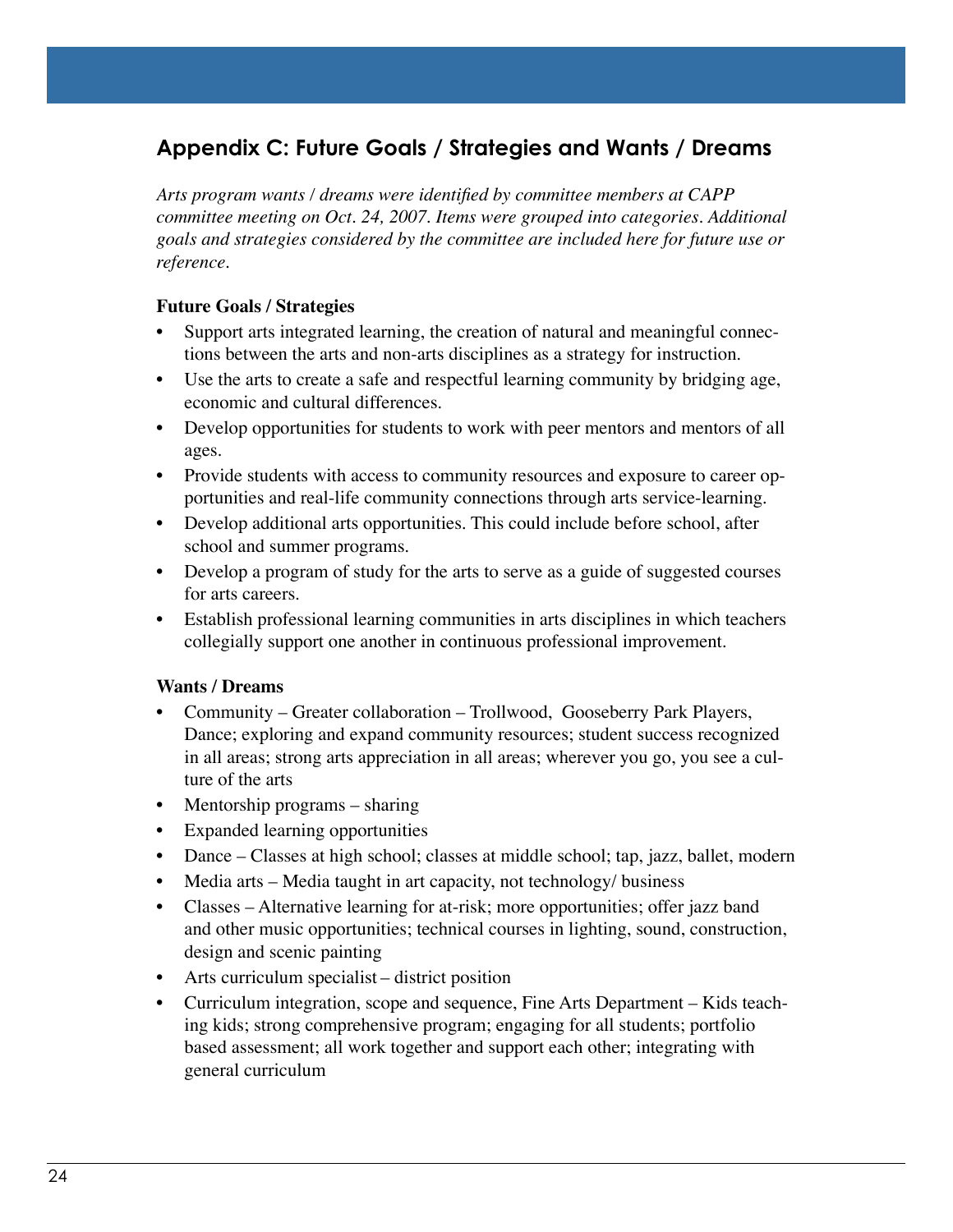## Appendix C: Future Goals / Strategies and Wants / Dreams

*Arts program wants / dreams were identified by committee members at CAPP committee meeting on Oct. 24, 2007. Items were grouped into categories. Additional goals and strategies considered by the committee are included here for future use or reference.*

**Future Goals / Strategies**

- Support arts integrated learning, the creation of natural and meaningful connections between the arts and non-arts disciplines as a strategy for instruction.
- Use the arts to create a safe and respectful learning community by bridging age, economic and cultural differences.
- Develop opportunities for students to work with peer mentors and mentors of all ages.
- Provide students with access to community resources and exposure to career opportunities and real-life community connections through arts service-learning.
- Develop additional arts opportunities. This could include before school, after school and summer programs.
- Develop a program of study for the arts to serve as a guide of suggested courses for arts careers.
- Establish professional learning communities in arts disciplines in which teachers collegially support one another in continuous professional improvement.

**Wants / Dreams**

- Community – Greater collaboration – Trollwood, Gooseberry Park Players, Dance; exploring and expand community resources; student success recognized in all areas; strong arts appreciation in all areas; wherever you go, you see a culture of the arts
- Mentorship programs – sharing
- Expanded learning opportunities
- Dance – Classes at high school; classes at middle school; tap, jazz, ballet, modern
- Media arts – Media taught in art capacity, not technology/ business
- Classes – Alternative learning for at-risk; more opportunities; offer jazz band and other music opportunities; technical courses in lighting, sound, construction, design and scenic painting
- Arts curriculum specialist – district position
- Curriculum integration, scope and sequence, Fine Arts Department – Kids teaching kids; strong comprehensive program; engaging for all students; portfolio based assessment; all work together and support each other; integrating with general curriculum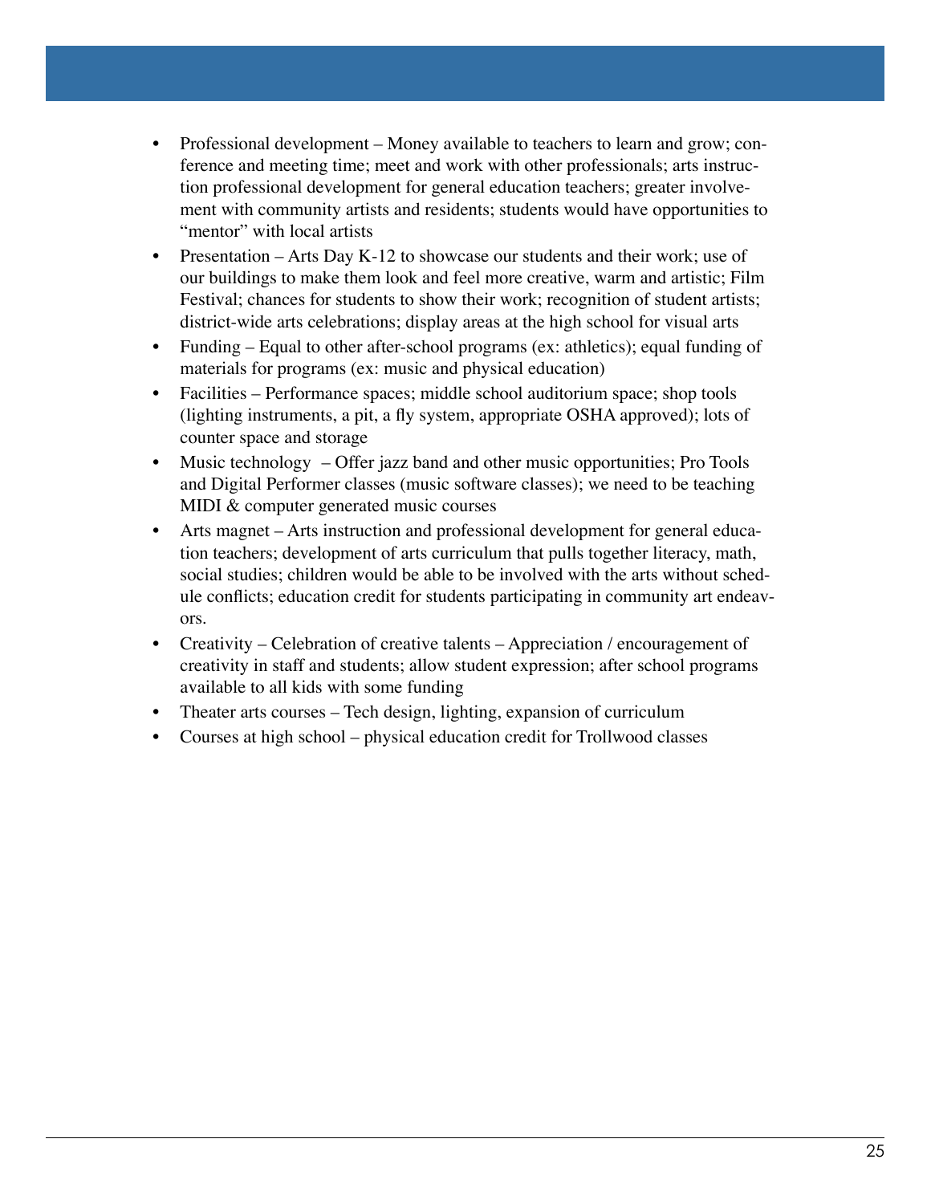- Professional development – Money available to teachers to learn and grow; conference and meeting time; meet and work with other professionals; arts instruction professional development for general education teachers; greater involvement with community artists and residents; students would have opportunities to "mentor" with local artists
- Presentation – Arts Day K-12 to showcase our students and their work; use of our buildings to make them look and feel more creative, warm and artistic; Film Festival; chances for students to show their work; recognition of student artists; district-wide arts celebrations; display areas at the high school for visual arts
- Funding – Equal to other after-school programs (ex: athletics); equal funding of materials for programs (ex: music and physical education)
- Facilities – Performance spaces; middle school auditorium space; shop tools (lighting instruments, a pit, a fly system, appropriate OSHA approved); lots of counter space and storage
- Music technology – Offer jazz band and other music opportunities; Pro Tools and Digital Performer classes (music software classes); we need to be teaching MIDI & computer generated music courses
- Arts magnet – Arts instruction and professional development for general education teachers; development of arts curriculum that pulls together literacy, math, social studies; children would be able to be involved with the arts without schedule conflicts; education credit for students participating in community art endeavors.
- Creativity – Celebration of creative talents – Appreciation / encouragement of creativity in staff and students; allow student expression; after school programs available to all kids with some funding
- Theater arts courses – Tech design, lighting, expansion of curriculum
- Courses at high school – physical education credit for Trollwood classes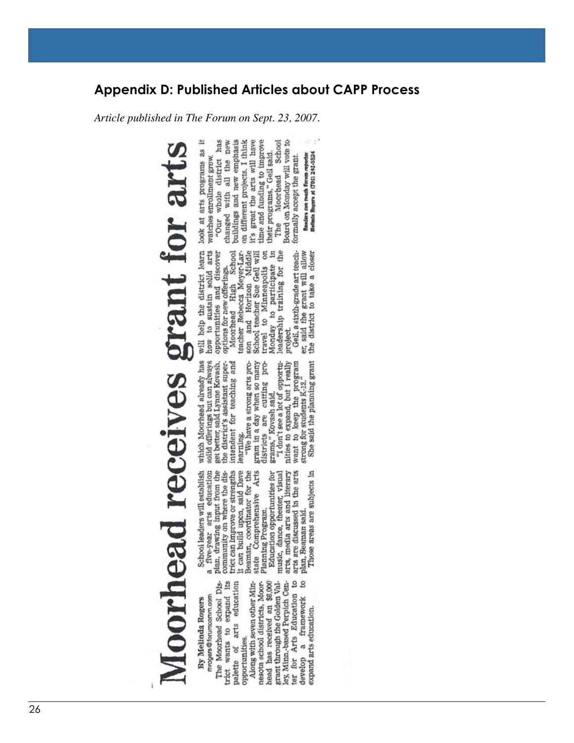## Appendix D: Published Articles about CAPP Process

*Article published in The Forum on Sept. 23, 2007.*

# Moorhead receives grant for arts

By Melinda Rogers
mrogers@forumcomm.com

The Moorhead School District wants to expand its palette of arts education opportunities.

Along with seven other Minnesota school districts, Moorhead has received an $8,000 grant through the Golden Valley, Minn.-based Perpich Center for Arts Education to develop a framework to expand arts education.

School leaders will establish a five-year arts education plan, drawing input from the community on where the district can improve or strengths it can build upon, said Dave Beaman, coordinator for the state Comprehensive Arts Planning Program.

Education opportunities for music, dance, theater, visual arts, media arts and literary arts are discussed in the arts plan, Beaman said.

Those areas are subjects in which Moorhead already has solid offerings but can always get better, said Lynne Kovash, the district's assistant superintendent for teaching and learning.

"We have a strong arts program in a day when so many districts are cutting programs," Kovash said.

"I don't see a lot of opportunities to expand, but I really want to keep the program strong for students K-12."

She said the planning grant will help the district learn how to sustain solid arts opportunities and discover options for new offerings.

Moorhead High School teacher Rebecca Meyer-Larson and Horizon Middle School teacher Sue Geil will travel to Minneapolis on Monday to participate in leadership training for the project.

Geil, a sixth-grade art teacher, said the grant will allow the district to take a closer look at arts programs as it watches enrollment grow.

"Our whole district has changed with all the new buildings and new emphasis on different projects. I think it's great the arts will have time and funding to improve their programs," Geil said.

The Moorhead School Board on Monday will vote to formally accept the grant.

Readers can reach Forum reporter Melinda Rogers at (701) 241-5524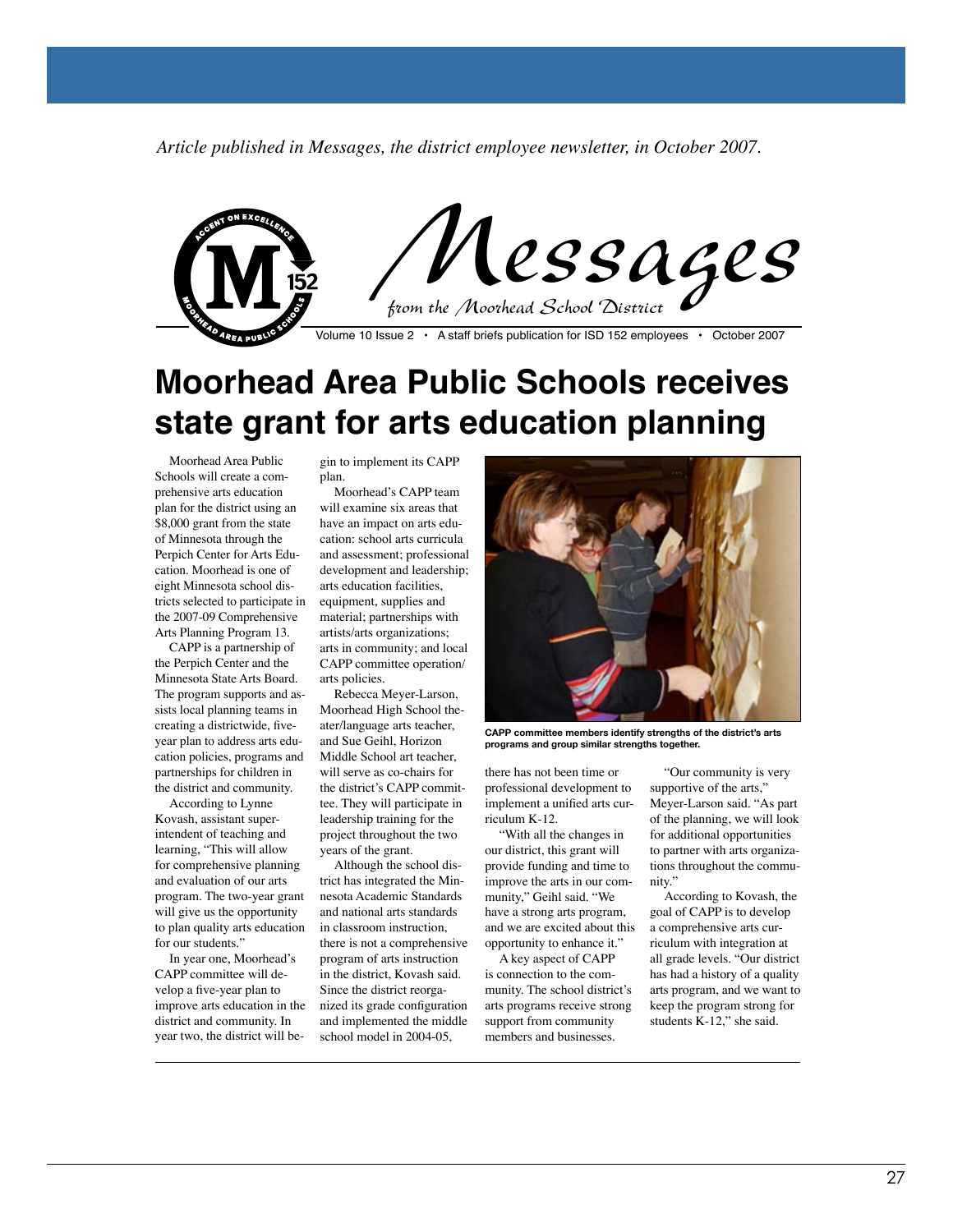*Article published in Messages, the district employee newsletter, in October 2007.*

Messages
*from the Moorhead School District*

Volume 10 Issue 2 • A staff briefs publication for ISD 152 employees • October 2007

# Moorhead Area Public Schools receives state grant for arts education planning

Moorhead Area Public Schools will create a comprehensive arts education plan for the district using an $8,000 grant from the state of Minnesota through the Perpich Center for Arts Education. Moorhead is one of eight Minnesota school districts selected to participate in the 2007-09 Comprehensive Arts Planning Program 13.

CAPP is a partnership of the Perpich Center and the Minnesota State Arts Board. The program supports and assists local planning teams in creating a districtwide, five-year plan to address arts education policies, programs and partnerships for children in the district and community.

According to Lynne Kovash, assistant superintendent of teaching and learning, "This will allow for comprehensive planning and evaluation of our arts program. The two-year grant will give us the opportunity to plan quality arts education for our students."

In year one, Moorhead's CAPP committee will develop a five-year plan to improve arts education in the district and community. In year two, the district will begin to implement its CAPP plan.

Moorhead's CAPP team will examine six areas that have an impact on arts education: school arts curricula and assessment; professional development and leadership; arts education facilities, equipment, supplies and material; partnerships with artists/arts organizations; arts in community; and local CAPP committee operation/arts policies.

Rebecca Meyer-Larson, Moorhead High School theater/language arts teacher, and Sue Geihl, Horizon Middle School art teacher, will serve as co-chairs for the district's CAPP committee. They will participate in leadership training for the project throughout the two years of the grant.

Although the school district has integrated the Minnesota Academic Standards and national arts standards in classroom instruction, there is not a comprehensive program of arts instruction in the district, Kovash said. Since the district reorganized its grade configuration and implemented the middle school model in 2004-05, there has not been time or professional development to implement a unified arts curriculum K-12.

**CAPP committee members identify strengths of the district's arts programs and group similar strengths together.**

"With all the changes in our district, this grant will provide funding and time to improve the arts in our community," Geihl said. "We have a strong arts program, and we are excited about this opportunity to enhance it."

A key aspect of CAPP is connection to the community. The school district's arts programs receive strong support from community members and businesses.

"Our community is very supportive of the arts," Meyer-Larson said. "As part of the planning, we will look for additional opportunities to partner with arts organizations throughout the community."

According to Kovash, the goal of CAPP is to develop a comprehensive arts curriculum with integration at all grade levels. "Our district has had a history of a quality arts program, and we want to keep the program strong for students K-12," she said.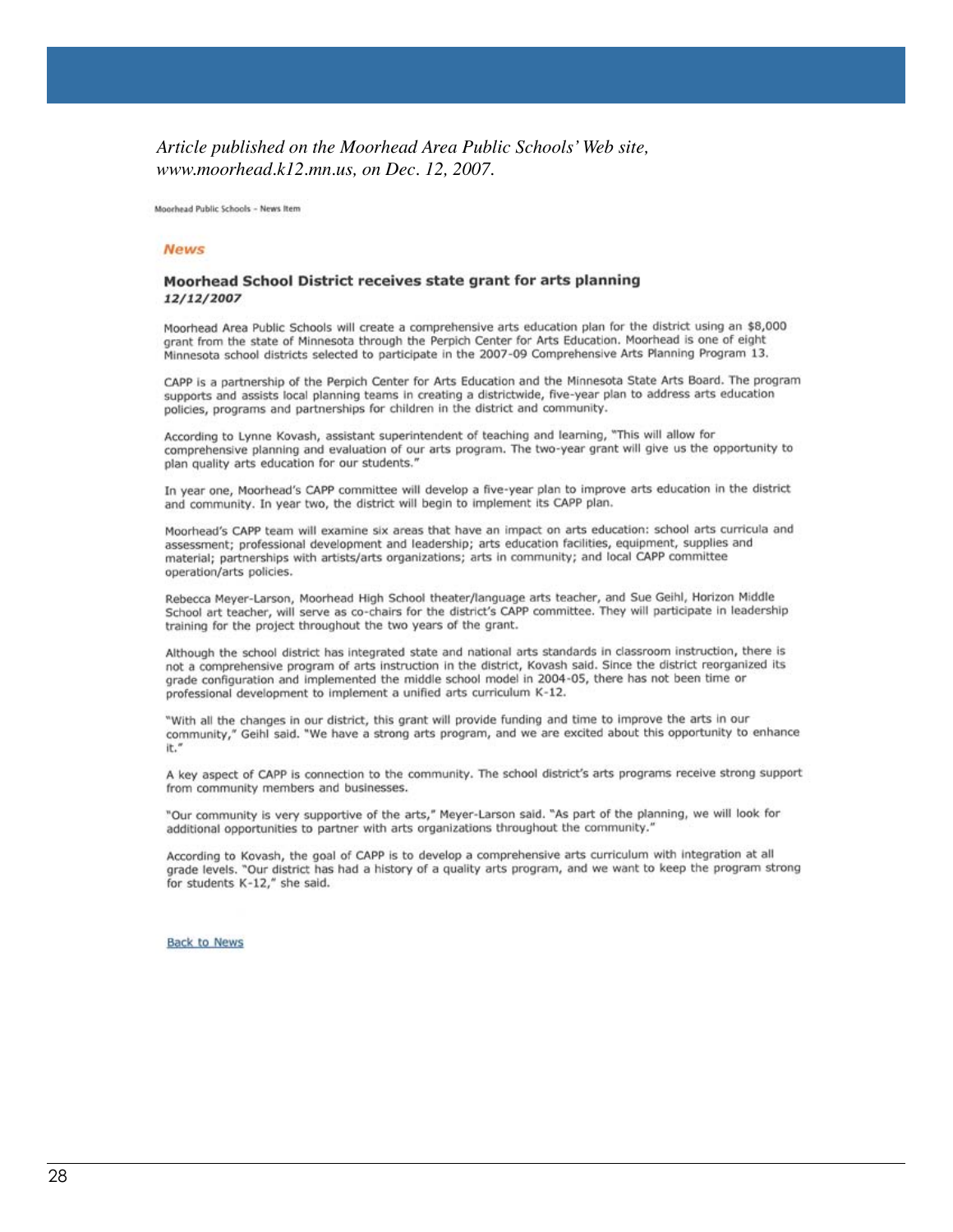*Article published on the Moorhead Area Public Schools' Web site, www.moorhead.k12.mn.us, on Dec. 12, 2007.*

Moorhead Public Schools - News Item

**News**

## Moorhead School District receives state grant for arts planning

***12/12/2007***

Moorhead Area Public Schools will create a comprehensive arts education plan for the district using an $8,000 grant from the state of Minnesota through the Perpich Center for Arts Education. Moorhead is one of eight Minnesota school districts selected to participate in the 2007-09 Comprehensive Arts Planning Program 13.

CAPP is a partnership of the Perpich Center for Arts Education and the Minnesota State Arts Board. The program supports and assists local planning teams in creating a districtwide, five-year plan to address arts education policies, programs and partnerships for children in the district and community.

According to Lynne Kovash, assistant superintendent of teaching and learning, "This will allow for comprehensive planning and evaluation of our arts program. The two-year grant will give us the opportunity to plan quality arts education for our students."

In year one, Moorhead's CAPP committee will develop a five-year plan to improve arts education in the district and community. In year two, the district will begin to implement its CAPP plan.

Moorhead's CAPP team will examine six areas that have an impact on arts education: school arts curricula and assessment; professional development and leadership; arts education facilities, equipment, supplies and material; partnerships with artists/arts organizations; arts in community; and local CAPP committee operation/arts policies.

Rebecca Meyer-Larson, Moorhead High School theater/language arts teacher, and Sue Geihl, Horizon Middle School art teacher, will serve as co-chairs for the district's CAPP committee. They will participate in leadership training for the project throughout the two years of the grant.

Although the school district has integrated state and national arts standards in classroom instruction, there is not a comprehensive program of arts instruction in the district, Kovash said. Since the district reorganized its grade configuration and implemented the middle school model in 2004-05, there has not been time or professional development to implement a unified arts curriculum K-12.

"With all the changes in our district, this grant will provide funding and time to improve the arts in our community," Geihl said. "We have a strong arts program, and we are excited about this opportunity to enhance it."

A key aspect of CAPP is connection to the community. The school district's arts programs receive strong support from community members and businesses.

"Our community is very supportive of the arts," Meyer-Larson said. "As part of the planning, we will look for additional opportunities to partner with arts organizations throughout the community."

According to Kovash, the goal of CAPP is to develop a comprehensive arts curriculum with integration at all grade levels. "Our district has had a history of a quality arts program, and we want to keep the program strong for students K-12," she said.

Back to News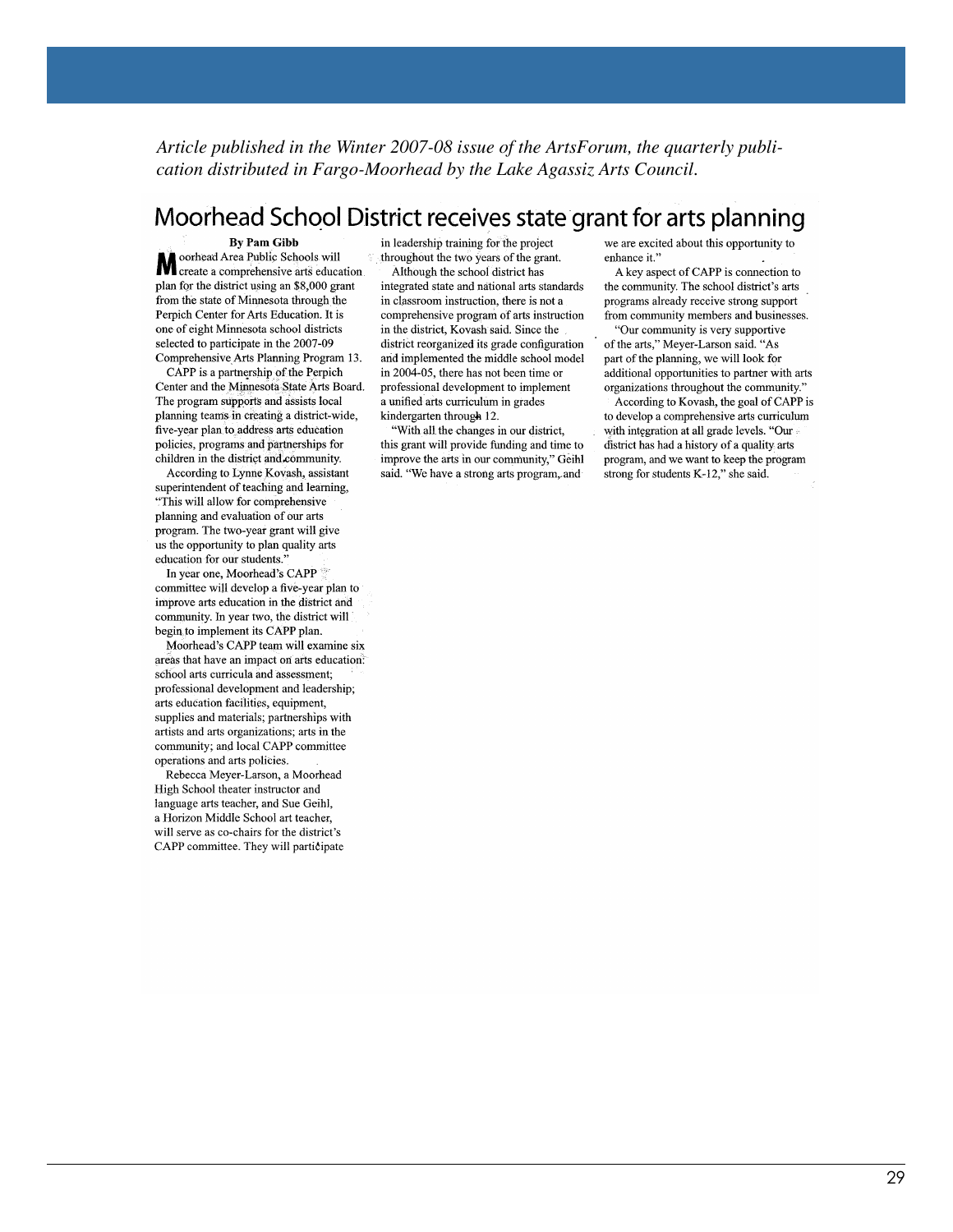*Article published in the Winter 2007-08 issue of the ArtsForum, the quarterly publication distributed in Fargo-Moorhead by the Lake Agassiz Arts Council.*

# Moorhead School District receives state grant for arts planning

**By Pam Gibb**

Moorhead Area Public Schools will create a comprehensive arts education plan for the district using an $8,000 grant from the state of Minnesota through the Perpich Center for Arts Education. It is one of eight Minnesota school districts selected to participate in the 2007-09 Comprehensive Arts Planning Program 13.

CAPP is a partnership of the Perpich Center and the Minnesota State Arts Board. The program supports and assists local planning teams in creating a district-wide, five-year plan to address arts education policies, programs and partnerships for children in the district and community.

According to Lynne Kovash, assistant superintendent of teaching and learning, "This will allow for comprehensive planning and evaluation of our arts program. The two-year grant will give us the opportunity to plan quality arts education for our students."

In year one, Moorhead's CAPP committee will develop a five-year plan to improve arts education in the district and community. In year two, the district will begin to implement its CAPP plan.

Moorhead's CAPP team will examine six areas that have an impact on arts education: school arts curricula and assessment; professional development and leadership; arts education facilities, equipment, supplies and materials; partnerships with artists and arts organizations; arts in the community; and local CAPP committee operations and arts policies.

Rebecca Meyer-Larson, a Moorhead High School theater instructor and language arts teacher, and Sue Geihl, a Horizon Middle School art teacher, will serve as co-chairs for the district's CAPP committee. They will participate in leadership training for the project throughout the two years of the grant.

Although the school district has integrated state and national arts standards in classroom instruction, there is not a comprehensive program of arts instruction in the district, Kovash said. Since the district reorganized its grade configuration and implemented the middle school model in 2004-05, there has not been time or professional development to implement a unified arts curriculum in grades kindergarten through 12.

"With all the changes in our district, this grant will provide funding and time to improve the arts in our community," Geihl said. "We have a strong arts program, and we are excited about this opportunity to enhance it."

A key aspect of CAPP is connection to the community. The school district's arts programs already receive strong support from community members and businesses.

"Our community is very supportive of the arts," Meyer-Larson said. "As part of the planning, we will look for additional opportunities to partner with arts organizations throughout the community."

According to Kovash, the goal of CAPP is to develop a comprehensive arts curriculum with integration at all grade levels. "Our district has had a history of a quality arts program, and we want to keep the program strong for students K-12," she said.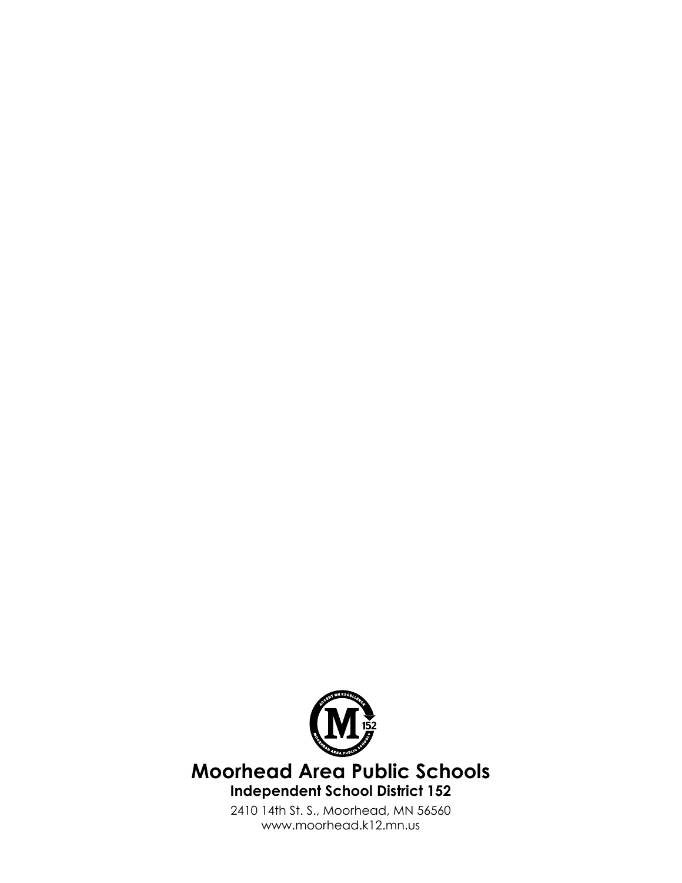**Moorhead Area Public Schools**

**Independent School District 152**

2410 14th St. S., Moorhead, MN 56560

www.moorhead.k12.mn.us